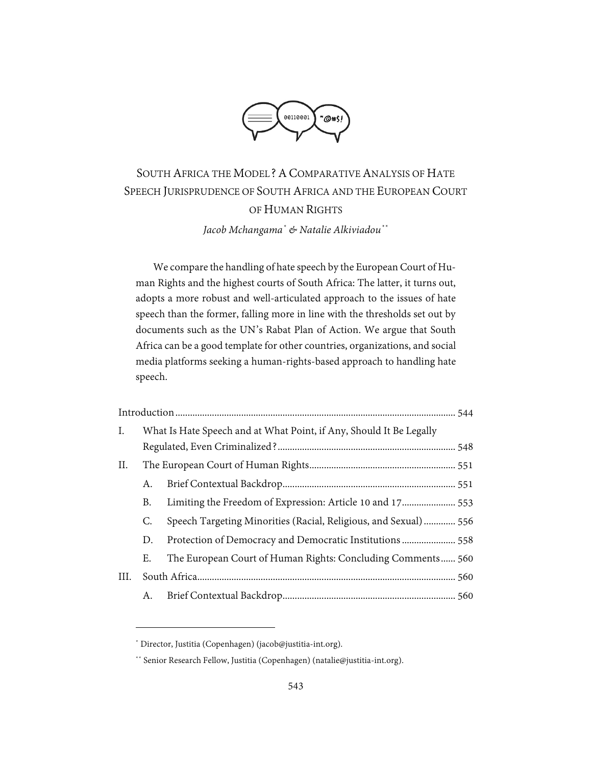# SOUTH AFRICA THE MODEL? A COMPARATIVE ANALYSIS OF HATE SPEECH JURISPRUDENCE OF SOUTH AFRICA AND THE EUROPEAN COURT OF HUMAN RIGHTS

*Jacob Mchangama[\*] & Natalie Alkiviadou[\*\*]*

We compare the handling of hate speech by the European Court of Human Rights and the highest courts of South Africa: The latter, it turns out, adopts a more robust and well-articulated approach to the issues of hate speech than the former, falling more in line with the thresholds set out by documents such as the UN's Rabat Plan of Action. We argue that South Africa can be a good template for other countries, organizations, and social media platforms seeking a human-rights-based approach to handling hate speech.

| | | | |
|---|---|---|---|
| Introduction | | | 544 |
| I. | What Is Hate Speech and at What Point, if Any, Should It Be Legally Regulated, Even Criminalized? | | 548 |
| II. | The European Court of Human Rights | | 551 |
| | A. | Brief Contextual Backdrop | 551 |
| | B. | Limiting the Freedom of Expression: Article 10 and 17 | 553 |
| | C. | Speech Targeting Minorities (Racial, Religious, and Sexual) | 556 |
| | D. | Protection of Democracy and Democratic Institutions | 558 |
| | E. | The European Court of Human Rights: Concluding Comments | 560 |
| III. | South Africa | | 560 |
| | A. | Brief Contextual Backdrop | 560 |

[\*] Director, Justitia (Copenhagen) (jacob@justitia-int.org).

[\*\*] Senior Research Fellow, Justitia (Copenhagen) (natalie@justitia-int.org).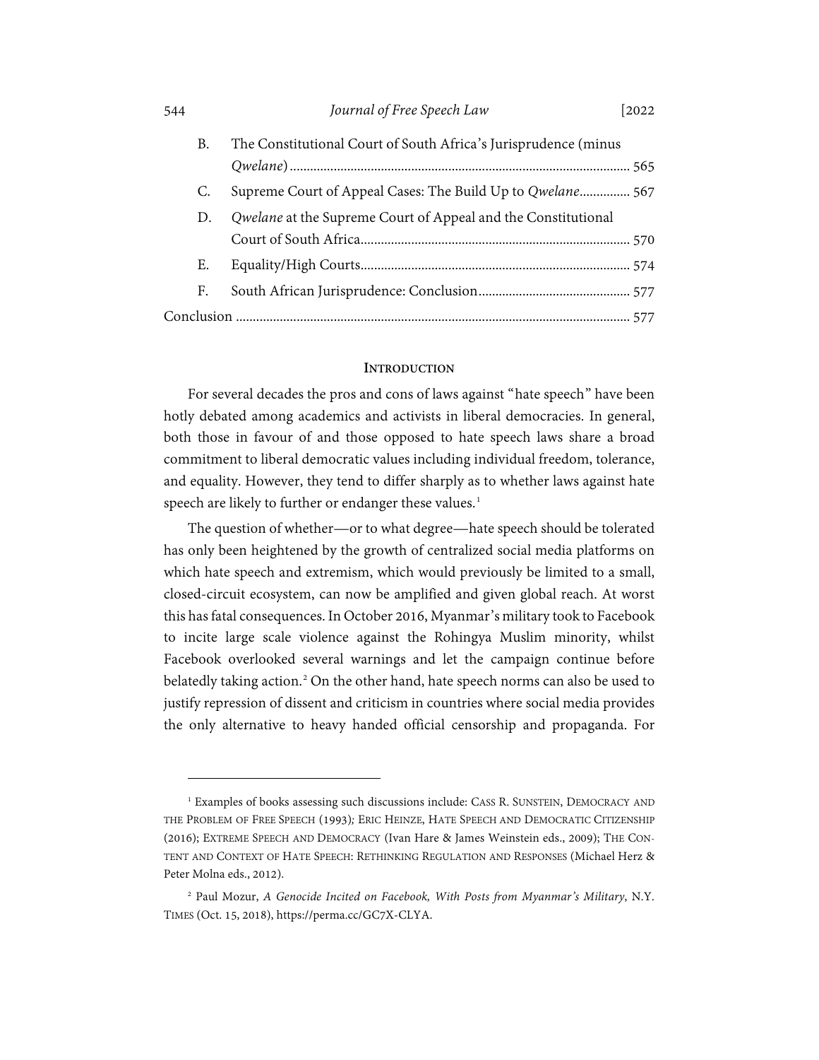B. The Constitutional Court of South Africa's Jurisprudence (minus *Qwelane*) ..................................................................................................... 565

C. Supreme Court of Appeal Cases: The Build Up to *Qwelane*............... 567

D. *Qwelane* at the Supreme Court of Appeal and the Constitutional Court of South Africa............................................................................... 570

E. Equality/High Courts............................................................................... 574

F. South African Jurisprudence: Conclusion............................................. 577

Conclusion .................................................................................................................. 577

## Introduction

For several decades the pros and cons of laws against "hate speech" have been hotly debated among academics and activists in liberal democracies. In general, both those in favour of and those opposed to hate speech laws share a broad commitment to liberal democratic values including individual freedom, tolerance, and equality. However, they tend to differ sharply as to whether laws against hate speech are likely to further or endanger these values.[1]

The question of whether—or to what degree—hate speech should be tolerated has only been heightened by the growth of centralized social media platforms on which hate speech and extremism, which would previously be limited to a small, closed-circuit ecosystem, can now be amplified and given global reach. At worst this has fatal consequences. In October 2016, Myanmar's military took to Facebook to incite large scale violence against the Rohingya Muslim minority, whilst Facebook overlooked several warnings and let the campaign continue before belatedly taking action.[2] On the other hand, hate speech norms can also be used to justify repression of dissent and criticism in countries where social media provides the only alternative to heavy handed official censorship and propaganda. For

---

[1] Examples of books assessing such discussions include: Cass R. Sunstein, Democracy and the Problem of Free Speech (1993); Eric Heinze, Hate Speech and Democratic Citizenship (2016); Extreme Speech and Democracy (Ivan Hare & James Weinstein eds., 2009); The Content and Context of Hate Speech: Rethinking Regulation and Responses (Michael Herz & Peter Molna eds., 2012).

[2] Paul Mozur, *A Genocide Incited on Facebook, With Posts from Myanmar's Military*, N.Y. Times (Oct. 15, 2018), https://perma.cc/GC7X-CLYA.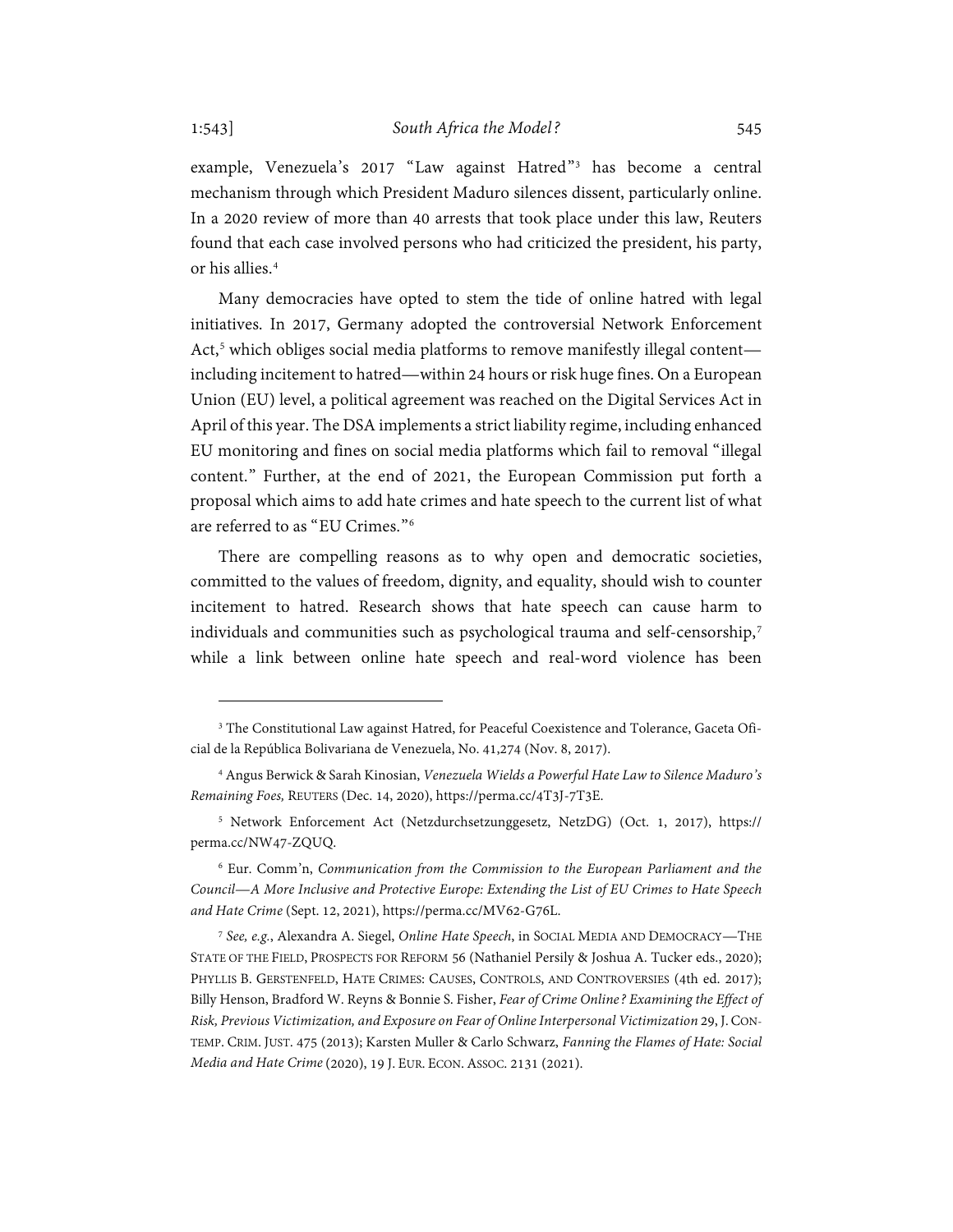example, Venezuela's 2017 "Law against Hatred"[3] has become a central mechanism through which President Maduro silences dissent, particularly online. In a 2020 review of more than 40 arrests that took place under this law, Reuters found that each case involved persons who had criticized the president, his party, or his allies.[4]

Many democracies have opted to stem the tide of online hatred with legal initiatives. In 2017, Germany adopted the controversial Network Enforcement Act,[5] which obliges social media platforms to remove manifestly illegal content—including incitement to hatred—within 24 hours or risk huge fines. On a European Union (EU) level, a political agreement was reached on the Digital Services Act in April of this year. The DSA implements a strict liability regime, including enhanced EU monitoring and fines on social media platforms which fail to removal "illegal content." Further, at the end of 2021, the European Commission put forth a proposal which aims to add hate crimes and hate speech to the current list of what are referred to as "EU Crimes."[6]

There are compelling reasons as to why open and democratic societies, committed to the values of freedom, dignity, and equality, should wish to counter incitement to hatred. Research shows that hate speech can cause harm to individuals and communities such as psychological trauma and self-censorship,[7] while a link between online hate speech and real-word violence has been

---

[3] The Constitutional Law against Hatred, for Peaceful Coexistence and Tolerance, Gaceta Oficial de la República Bolivariana de Venezuela, No. 41,274 (Nov. 8, 2017).

[4] Angus Berwick & Sarah Kinosian, *Venezuela Wields a Powerful Hate Law to Silence Maduro's Remaining Foes,* REUTERS (Dec. 14, 2020), https://perma.cc/4T3J-7T3E.

[5] Network Enforcement Act (Netzdurchsetzunggesetz, NetzDG) (Oct. 1, 2017), https://perma.cc/NW47-ZQUQ.

[6] Eur. Comm'n, *Communication from the Commission to the European Parliament and the Council—A More Inclusive and Protective Europe: Extending the List of EU Crimes to Hate Speech and Hate Crime* (Sept. 12, 2021), https://perma.cc/MV62-G76L.

[7] *See, e.g.*, Alexandra A. Siegel, *Online Hate Speech*, in SOCIAL MEDIA AND DEMOCRACY—THE STATE OF THE FIELD, PROSPECTS FOR REFORM 56 (Nathaniel Persily & Joshua A. Tucker eds., 2020); PHYLLIS B. GERSTENFELD, HATE CRIMES: CAUSES, CONTROLS, AND CONTROVERSIES (4th ed. 2017); Billy Henson, Bradford W. Reyns & Bonnie S. Fisher, *Fear of Crime Online? Examining the Effect of Risk, Previous Victimization, and Exposure on Fear of Online Interpersonal Victimization* 29, J. CONTEMP. CRIM. JUST. 475 (2013); Karsten Muller & Carlo Schwarz, *Fanning the Flames of Hate: Social Media and Hate Crime* (2020), 19 J. EUR. ECON. ASSOC. 2131 (2021).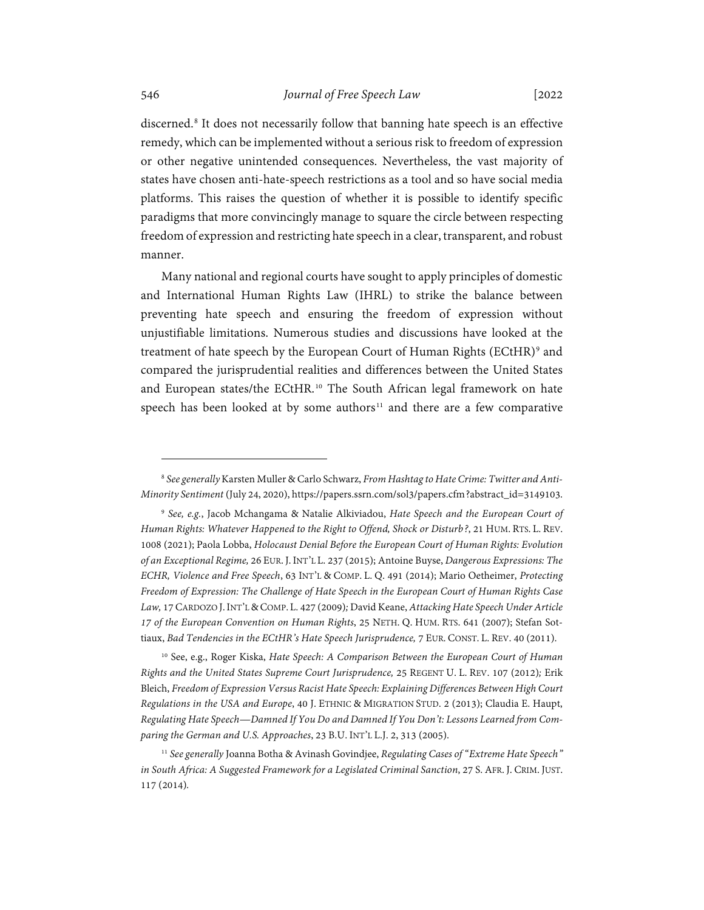discerned.[8] It does not necessarily follow that banning hate speech is an effective remedy, which can be implemented without a serious risk to freedom of expression or other negative unintended consequences. Nevertheless, the vast majority of states have chosen anti-hate-speech restrictions as a tool and so have social media platforms. This raises the question of whether it is possible to identify specific paradigms that more convincingly manage to square the circle between respecting freedom of expression and restricting hate speech in a clear, transparent, and robust manner.

Many national and regional courts have sought to apply principles of domestic and International Human Rights Law (IHRL) to strike the balance between preventing hate speech and ensuring the freedom of expression without unjustifiable limitations. Numerous studies and discussions have looked at the treatment of hate speech by the European Court of Human Rights (ECtHR)[9] and compared the jurisprudential realities and differences between the United States and European states/the ECtHR.[10] The South African legal framework on hate speech has been looked at by some authors[11] and there are a few comparative

---

[8] *See generally* Karsten Muller & Carlo Schwarz, *From Hashtag to Hate Crime: Twitter and Anti-Minority Sentiment* (July 24, 2020), https://papers.ssrn.com/sol3/papers.cfm?abstract_id=3149103.

[9] *See, e.g.*, Jacob Mchangama & Natalie Alkiviadou, *Hate Speech and the European Court of Human Rights: Whatever Happened to the Right to Offend, Shock or Disturb?*, 21 HUM. RTS. L. REV. 1008 (2021); Paola Lobba, *Holocaust Denial Before the European Court of Human Rights: Evolution of an Exceptional Regime,* 26 EUR. J. INT'L L. 237 (2015); Antoine Buyse, *Dangerous Expressions: The ECHR, Violence and Free Speech*, 63 INT'L & COMP. L. Q. 491 (2014); Mario Oetheimer, *Protecting Freedom of Expression: The Challenge of Hate Speech in the European Court of Human Rights Case Law,* 17 CARDOZO J. INT'L & COMP. L. 427 (2009); David Keane, *Attacking Hate Speech Under Article 17 of the European Convention on Human Rights*, 25 NETH. Q. HUM. RTS. 641 (2007); Stefan Sottiaux, *Bad Tendencies in the ECtHR's Hate Speech Jurisprudence,* 7 EUR. CONST. L. REV. 40 (2011).

[10] See, e.g., Roger Kiska, *Hate Speech: A Comparison Between the European Court of Human Rights and the United States Supreme Court Jurisprudence,* 25 REGENT U. L. REV. 107 (2012)*;* Erik Bleich, *Freedom of Expression Versus Racist Hate Speech: Explaining Differences Between High Court Regulations in the USA and Europe*, 40 J. ETHNIC & MIGRATION STUD. 2 (2013); Claudia E. Haupt, *Regulating Hate Speech—Damned If You Do and Damned If You Don't: Lessons Learned from Comparing the German and U.S. Approaches*, 23 B.U. INT'L L.J. 2, 313 (2005).

[11] *See generally* Joanna Botha & Avinash Govindjee, *Regulating Cases of "Extreme Hate Speech" in South Africa: A Suggested Framework for a Legislated Criminal Sanction*, 27 S. AFR. J. CRIM. JUST. 117 (2014).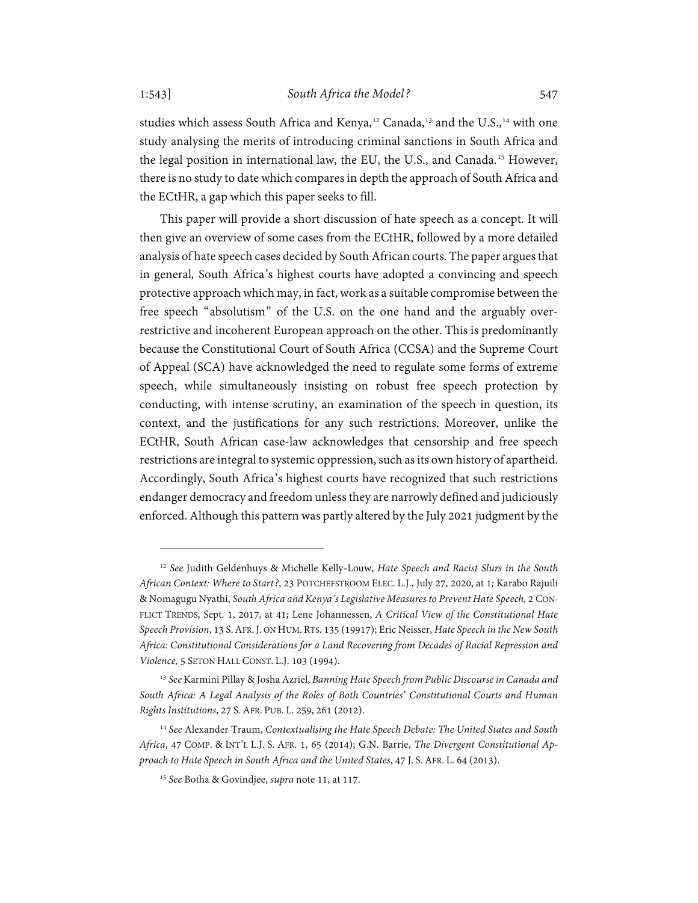studies which assess South Africa and Kenya,[12] Canada,[13] and the U.S.,[14] with one study analysing the merits of introducing criminal sanctions in South Africa and the legal position in international law, the EU, the U.S., and Canada.[15] However, there is no study to date which compares in depth the approach of South Africa and the ECtHR, a gap which this paper seeks to fill.

This paper will provide a short discussion of hate speech as a concept. It will then give an overview of some cases from the ECtHR, followed by a more detailed analysis of hate speech cases decided by South African courts. The paper argues that in general, South Africa's highest courts have adopted a convincing and speech protective approach which may, in fact, work as a suitable compromise between the free speech "absolutism" of the U.S. on the one hand and the arguably over-restrictive and incoherent European approach on the other. This is predominantly because the Constitutional Court of South Africa (CCSA) and the Supreme Court of Appeal (SCA) have acknowledged the need to regulate some forms of extreme speech, while simultaneously insisting on robust free speech protection by conducting, with intense scrutiny, an examination of the speech in question, its context, and the justifications for any such restrictions. Moreover, unlike the ECtHR, South African case-law acknowledges that censorship and free speech restrictions are integral to systemic oppression, such as its own history of apartheid. Accordingly, South Africa's highest courts have recognized that such restrictions endanger democracy and freedom unless they are narrowly defined and judiciously enforced. Although this pattern was partly altered by the July 2021 judgment by the

---

[12] *See* Judith Geldenhuys & Michelle Kelly-Louw, *Hate Speech and Racist Slurs in the South African Context: Where to Start?*, 23 POTCHEFSTROOM ELEC. L.J., July 27, 2020, at 1; Karabo Rajuili & Nomagugu Nyathi, *South Africa and Kenya's Legislative Measures to Prevent Hate Speech,* 2 CONFLICT TRENDS, Sept. 1, 2017, at 41; Lene Johannessen, *A Critical View of the Constitutional Hate Speech Provision*, 13 S. AFR. J. ON HUM. RTS. 135 (19917); Eric Neisser, *Hate Speech in the New South Africa: Constitutional Considerations for a Land Recovering from Decades of Racial Repression and Violence,* 5 SETON HALL CONST. L.J. 103 (1994).

[13] *See* Karmini Pillay & Josha Azriel, *Banning Hate Speech from Public Discourse in Canada and South Africa: A Legal Analysis of the Roles of Both Countries' Constitutional Courts and Human Rights Institutions*, 27 S. AFR. PUB. L. 259, 261 (2012).

[14] *See* Alexander Traum, *Contextualising the Hate Speech Debate: The United States and South Africa*, 47 COMP. & INT'L L.J. S. AFR. 1, 65 (2014); G.N. Barrie, *The Divergent Constitutional Approach to Hate Speech in South Africa and the United States*, 47 J. S. AFR. L. 64 (2013).

[15] *See* Botha & Govindjee, *supra* note 11, at 117.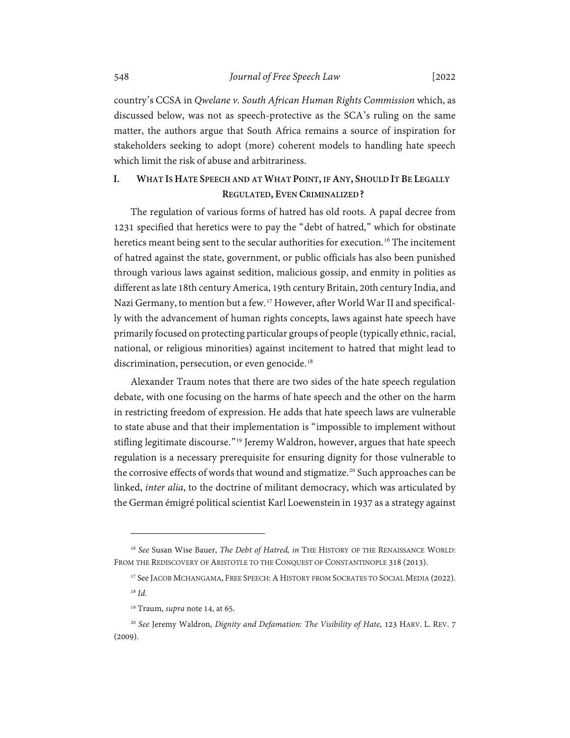country's CCSA in *Qwelane v. South African Human Rights Commission* which, as discussed below, was not as speech-protective as the SCA's ruling on the same matter, the authors argue that South Africa remains a source of inspiration for stakeholders seeking to adopt (more) coherent models to handling hate speech which limit the risk of abuse and arbitrariness.

## I. WHAT IS HATE SPEECH AND AT WHAT POINT, IF ANY, SHOULD IT BE LEGALLY REGULATED, EVEN CRIMINALIZED?

The regulation of various forms of hatred has old roots. A papal decree from 1231 specified that heretics were to pay the "debt of hatred," which for obstinate heretics meant being sent to the secular authorities for execution.[16] The incitement of hatred against the state, government, or public officials has also been punished through various laws against sedition, malicious gossip, and enmity in polities as different as late 18th century America, 19th century Britain, 20th century India, and Nazi Germany, to mention but a few.[17] However, after World War II and specifically with the advancement of human rights concepts, laws against hate speech have primarily focused on protecting particular groups of people (typically ethnic, racial, national, or religious minorities) against incitement to hatred that might lead to discrimination, persecution, or even genocide.[18]

Alexander Traum notes that there are two sides of the hate speech regulation debate, with one focusing on the harms of hate speech and the other on the harm in restricting freedom of expression. He adds that hate speech laws are vulnerable to state abuse and that their implementation is "impossible to implement without stifling legitimate discourse."[19] Jeremy Waldron, however, argues that hate speech regulation is a necessary prerequisite for ensuring dignity for those vulnerable to the corrosive effects of words that wound and stigmatize.[20] Such approaches can be linked, *inter alia*, to the doctrine of militant democracy, which was articulated by the German émigré political scientist Karl Loewenstein in 1937 as a strategy against

---

[16] *See* Susan Wise Bauer, *The Debt of Hatred, in* THE HISTORY OF THE RENAISSANCE WORLD: FROM THE REDISCOVERY OF ARISTOTLE TO THE CONQUEST OF CONSTANTINOPLE 318 (2013).

[17] See JACOB MCHANGAMA, FREE SPEECH: A HISTORY FROM SOCRATES TO SOCIAL MEDIA (2022).

[18] *Id.*

[19] Traum, *supra* note 14, at 65.

[20] *See* Jeremy Waldron, *Dignity and Defamation: The Visibility of Hate*, 123 HARV. L. REV. 7 (2009).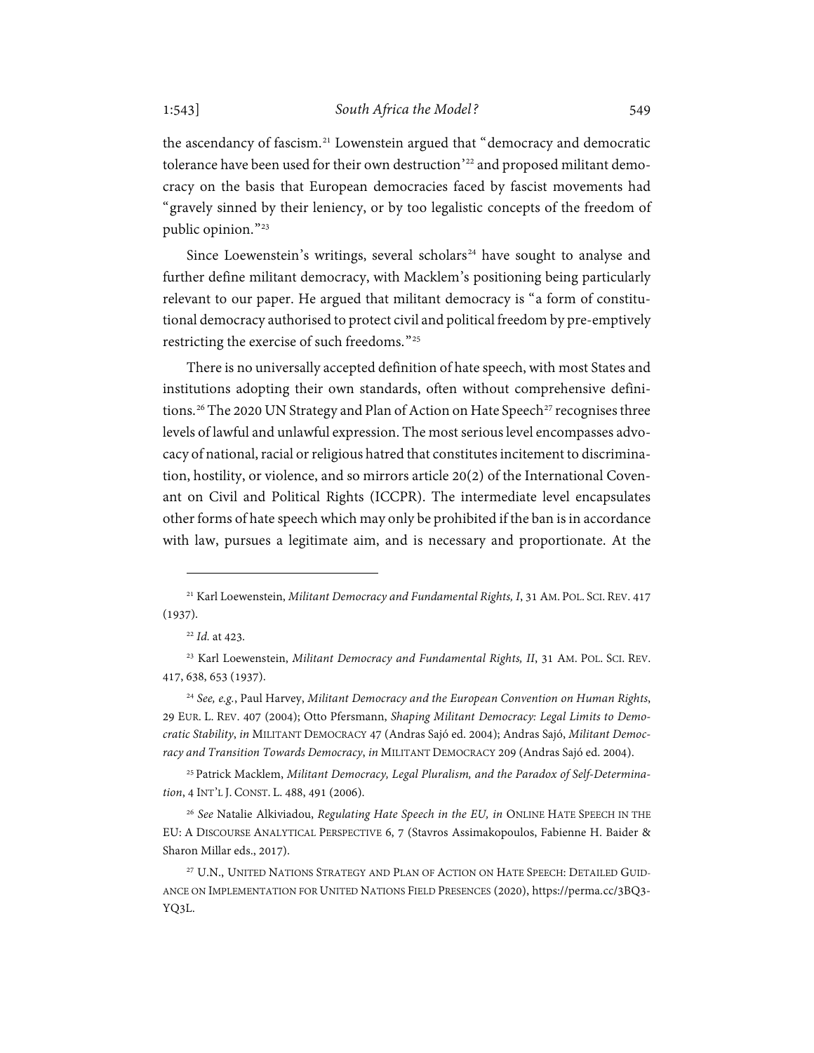the ascendancy of fascism.[21] Lowenstein argued that "democracy and democratic tolerance have been used for their own destruction'[22] and proposed militant democracy on the basis that European democracies faced by fascist movements had "gravely sinned by their leniency, or by too legalistic concepts of the freedom of public opinion."[23]

Since Loewenstein's writings, several scholars[24] have sought to analyse and further define militant democracy, with Macklem's positioning being particularly relevant to our paper. He argued that militant democracy is "a form of constitutional democracy authorised to protect civil and political freedom by pre-emptively restricting the exercise of such freedoms."[25]

There is no universally accepted definition of hate speech, with most States and institutions adopting their own standards, often without comprehensive definitions.[26] The 2020 UN Strategy and Plan of Action on Hate Speech[27] recognises three levels of lawful and unlawful expression. The most serious level encompasses advocacy of national, racial or religious hatred that constitutes incitement to discrimination, hostility, or violence, and so mirrors article 20(2) of the International Covenant on Civil and Political Rights (ICCPR). The intermediate level encapsulates other forms of hate speech which may only be prohibited if the ban is in accordance with law, pursues a legitimate aim, and is necessary and proportionate. At the

---

[21] Karl Loewenstein, *Militant Democracy and Fundamental Rights, I*, 31 AM. POL. SCI. REV. 417 (1937).

[22] *Id.* at 423.

[23] Karl Loewenstein, *Militant Democracy and Fundamental Rights, II*, 31 AM. POL. SCI. REV. 417, 638, 653 (1937).

[24] *See, e.g.*, Paul Harvey, *Militant Democracy and the European Convention on Human Rights*, 29 EUR. L. REV. 407 (2004); Otto Pfersmann, *Shaping Militant Democracy: Legal Limits to Democratic Stability*, *in* MILITANT DEMOCRACY 47 (Andras Sajó ed. 2004); Andras Sajó, *Militant Democracy and Transition Towards Democracy*, *in* MILITANT DEMOCRACY 209 (Andras Sajó ed. 2004).

[25] Patrick Macklem, *Militant Democracy, Legal Pluralism, and the Paradox of Self-Determination*, 4 INT'L J. CONST. L. 488, 491 (2006).

[26] *See* Natalie Alkiviadou, *Regulating Hate Speech in the EU, in* ONLINE HATE SPEECH IN THE EU: A DISCOURSE ANALYTICAL PERSPECTIVE 6, 7 (Stavros Assimakopoulos, Fabienne H. Baider & Sharon Millar eds., 2017).

[27] U.N., UNITED NATIONS STRATEGY AND PLAN OF ACTION ON HATE SPEECH: DETAILED GUIDANCE ON IMPLEMENTATION FOR UNITED NATIONS FIELD PRESENCES (2020), https://perma.cc/3BQ3-YQ3L.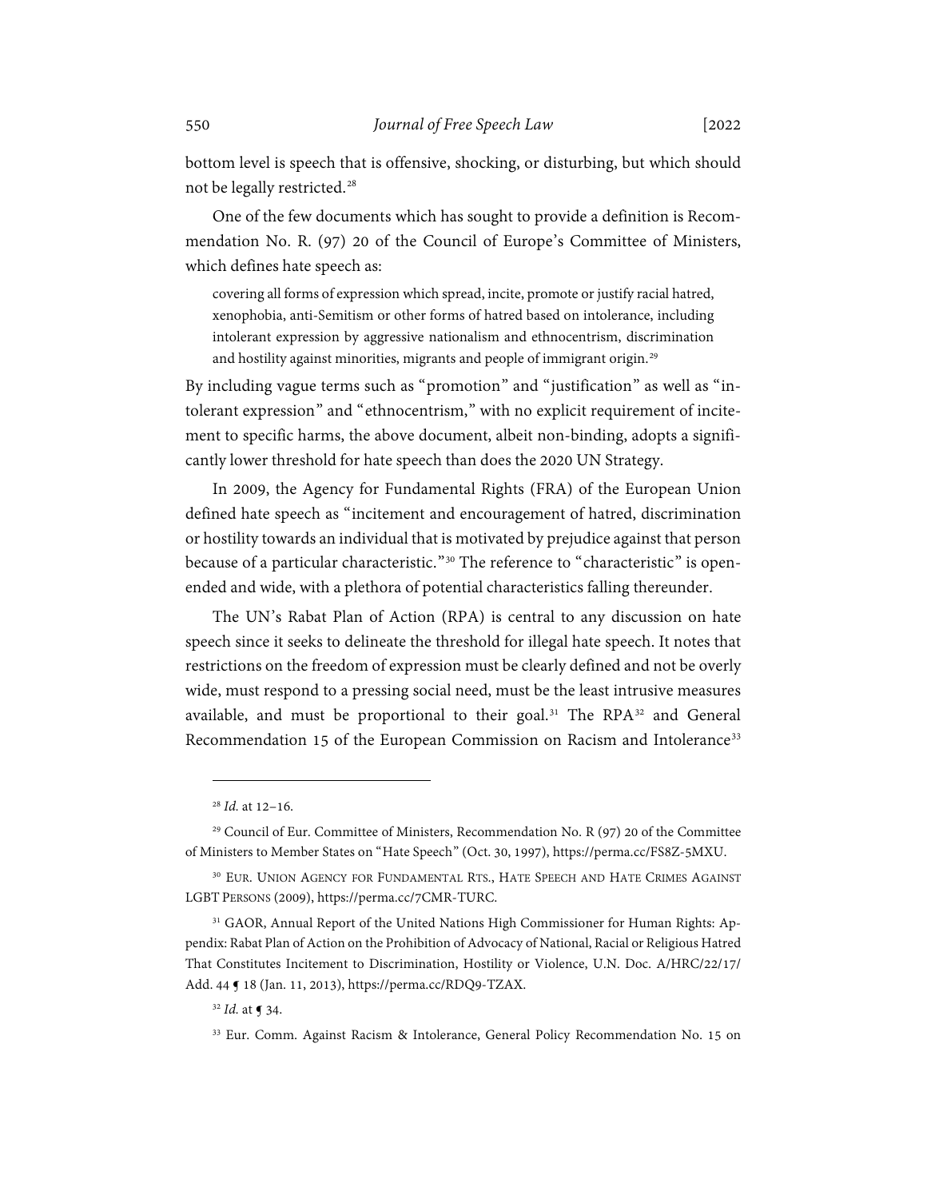bottom level is speech that is offensive, shocking, or disturbing, but which should not be legally restricted.[28]

One of the few documents which has sought to provide a definition is Recommendation No. R. (97) 20 of the Council of Europe's Committee of Ministers, which defines hate speech as:

> covering all forms of expression which spread, incite, promote or justify racial hatred, xenophobia, anti-Semitism or other forms of hatred based on intolerance, including intolerant expression by aggressive nationalism and ethnocentrism, discrimination and hostility against minorities, migrants and people of immigrant origin.[29]

By including vague terms such as "promotion" and "justification" as well as "intolerant expression" and "ethnocentrism," with no explicit requirement of incitement to specific harms, the above document, albeit non-binding, adopts a significantly lower threshold for hate speech than does the 2020 UN Strategy.

In 2009, the Agency for Fundamental Rights (FRA) of the European Union defined hate speech as "incitement and encouragement of hatred, discrimination or hostility towards an individual that is motivated by prejudice against that person because of a particular characteristic."[30] The reference to "characteristic" is open-ended and wide, with a plethora of potential characteristics falling thereunder.

The UN's Rabat Plan of Action (RPA) is central to any discussion on hate speech since it seeks to delineate the threshold for illegal hate speech. It notes that restrictions on the freedom of expression must be clearly defined and not be overly wide, must respond to a pressing social need, must be the least intrusive measures available, and must be proportional to their goal.[31] The RPA[32] and General Recommendation 15 of the European Commission on Racism and Intolerance[33]

---

[28] *Id.* at 12–16.

[29] Council of Eur. Committee of Ministers, Recommendation No. R (97) 20 of the Committee of Ministers to Member States on "Hate Speech" (Oct. 30, 1997), https://perma.cc/FS8Z-5MXU.

[30] EUR. UNION AGENCY FOR FUNDAMENTAL RTS., HATE SPEECH AND HATE CRIMES AGAINST LGBT PERSONS (2009), https://perma.cc/7CMR-TURC.

[31] GAOR, Annual Report of the United Nations High Commissioner for Human Rights: Appendix: Rabat Plan of Action on the Prohibition of Advocacy of National, Racial or Religious Hatred That Constitutes Incitement to Discrimination, Hostility or Violence, U.N. Doc. A/HRC/22/17/Add. 44 ¶ 18 (Jan. 11, 2013), https://perma.cc/RDQ9-TZAX.

[32] *Id.* at ¶ 34.

[33] Eur. Comm. Against Racism & Intolerance, General Policy Recommendation No. 15 on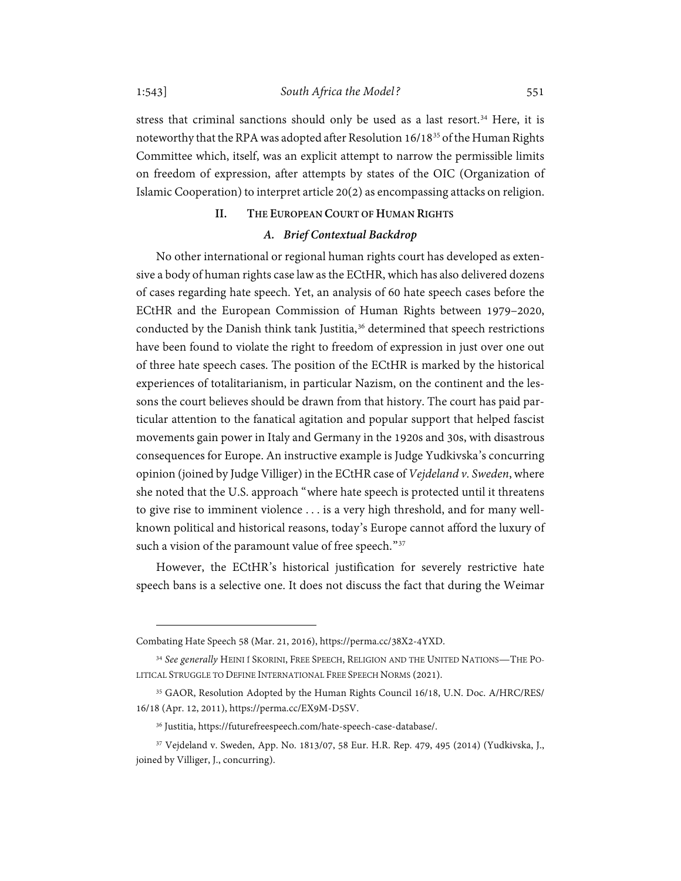stress that criminal sanctions should only be used as a last resort.[34] Here, it is noteworthy that the RPA was adopted after Resolution 16/18[35] of the Human Rights Committee which, itself, was an explicit attempt to narrow the permissible limits on freedom of expression, after attempts by states of the OIC (Organization of Islamic Cooperation) to interpret article 20(2) as encompassing attacks on religion.

## II. The European Court of Human Rights

### A. Brief Contextual Backdrop

No other international or regional human rights court has developed as extensive a body of human rights case law as the ECtHR, which has also delivered dozens of cases regarding hate speech. Yet, an analysis of 60 hate speech cases before the ECtHR and the European Commission of Human Rights between 1979–2020, conducted by the Danish think tank Justitia,[36] determined that speech restrictions have been found to violate the right to freedom of expression in just over one out of three hate speech cases. The position of the ECtHR is marked by the historical experiences of totalitarianism, in particular Nazism, on the continent and the lessons the court believes should be drawn from that history. The court has paid particular attention to the fanatical agitation and popular support that helped fascist movements gain power in Italy and Germany in the 1920s and 30s, with disastrous consequences for Europe. An instructive example is Judge Yudkivska's concurring opinion (joined by Judge Villiger) in the ECtHR case of *Vejdeland v. Sweden*, where she noted that the U.S. approach "where hate speech is protected until it threatens to give rise to imminent violence . . . is a very high threshold, and for many well-known political and historical reasons, today's Europe cannot afford the luxury of such a vision of the paramount value of free speech."[37]

However, the ECtHR's historical justification for severely restrictive hate speech bans is a selective one. It does not discuss the fact that during the Weimar

---

Combating Hate Speech 58 (Mar. 21, 2016), https://perma.cc/38X2-4YXD.

[34] *See generally* Heini í Skorini, Free Speech, Religion and the United Nations—The Political Struggle to Define International Free Speech Norms (2021).

[35] GAOR, Resolution Adopted by the Human Rights Council 16/18, U.N. Doc. A/HRC/RES/16/18 (Apr. 12, 2011), https://perma.cc/EX9M-D5SV.

[36] Justitia, https://futurefreespeech.com/hate-speech-case-database/.

[37] Vejdeland v. Sweden, App. No. 1813/07, 58 Eur. H.R. Rep. 479, 495 (2014) (Yudkivska, J., joined by Villiger, J., concurring).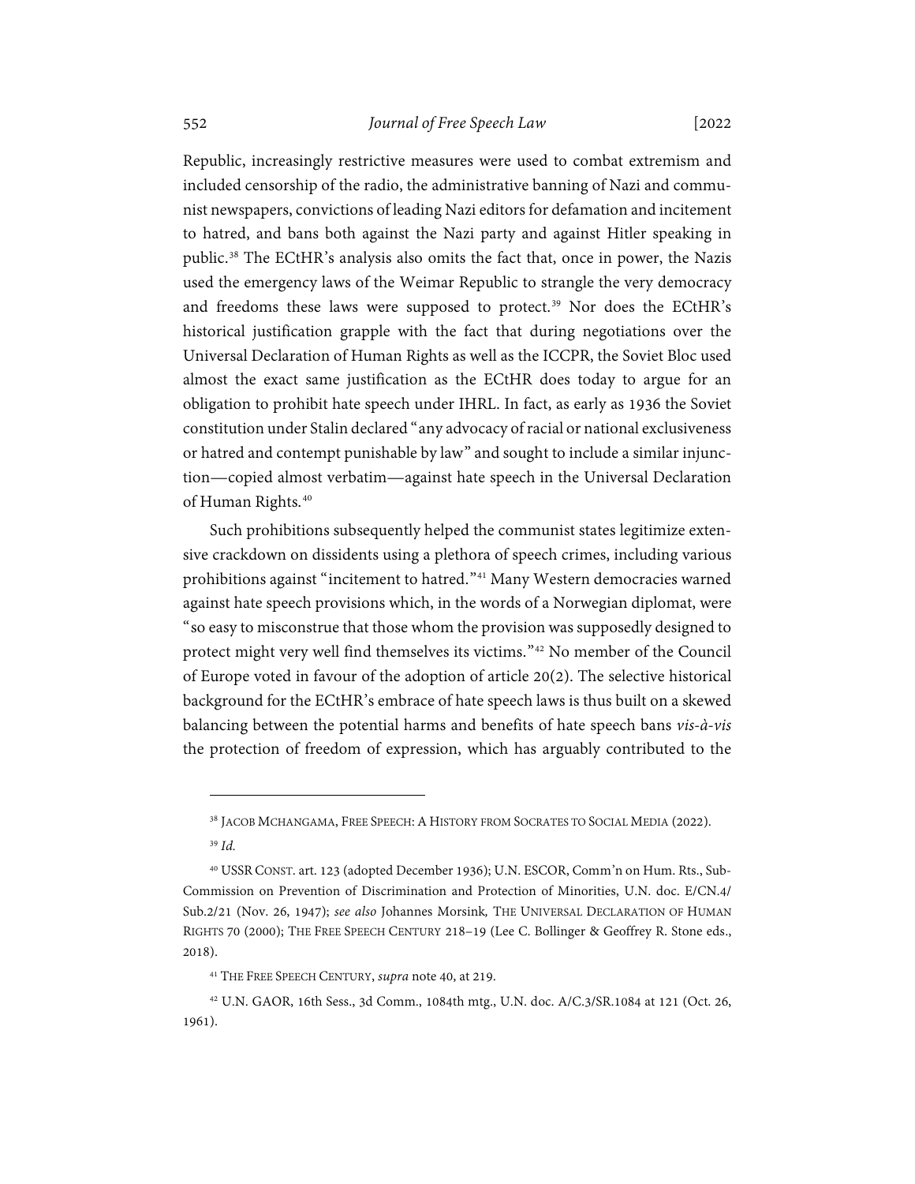Republic, increasingly restrictive measures were used to combat extremism and included censorship of the radio, the administrative banning of Nazi and communist newspapers, convictions of leading Nazi editors for defamation and incitement to hatred, and bans both against the Nazi party and against Hitler speaking in public.[38] The ECtHR's analysis also omits the fact that, once in power, the Nazis used the emergency laws of the Weimar Republic to strangle the very democracy and freedoms these laws were supposed to protect.[39] Nor does the ECtHR's historical justification grapple with the fact that during negotiations over the Universal Declaration of Human Rights as well as the ICCPR, the Soviet Bloc used almost the exact same justification as the ECtHR does today to argue for an obligation to prohibit hate speech under IHRL. In fact, as early as 1936 the Soviet constitution under Stalin declared "any advocacy of racial or national exclusiveness or hatred and contempt punishable by law" and sought to include a similar injunction—copied almost verbatim—against hate speech in the Universal Declaration of Human Rights.[40]

Such prohibitions subsequently helped the communist states legitimize extensive crackdown on dissidents using a plethora of speech crimes, including various prohibitions against "incitement to hatred."[41] Many Western democracies warned against hate speech provisions which, in the words of a Norwegian diplomat, were "so easy to misconstrue that those whom the provision was supposedly designed to protect might very well find themselves its victims."[42] No member of the Council of Europe voted in favour of the adoption of article 20(2). The selective historical background for the ECtHR's embrace of hate speech laws is thus built on a skewed balancing between the potential harms and benefits of hate speech bans *vis-à-vis* the protection of freedom of expression, which has arguably contributed to the

---

[38] JACOB MCHANGAMA, FREE SPEECH: A HISTORY FROM SOCRATES TO SOCIAL MEDIA (2022).

[39] *Id.*

[40] USSR CONST. art. 123 (adopted December 1936); U.N. ESCOR, Comm'n on Hum. Rts., Sub-Commission on Prevention of Discrimination and Protection of Minorities, U.N. doc. E/CN.4/Sub.2/21 (Nov. 26, 1947); *see also* Johannes Morsink*,* THE UNIVERSAL DECLARATION OF HUMAN RIGHTS 70 (2000); THE FREE SPEECH CENTURY 218–19 (Lee C. Bollinger & Geoffrey R. Stone eds., 2018).

[41] THE FREE SPEECH CENTURY, *supra* note 40, at 219.

[42] U.N. GAOR, 16th Sess., 3d Comm., 1084th mtg., U.N. doc. A/C.3/SR.1084 at 121 (Oct. 26, 1961).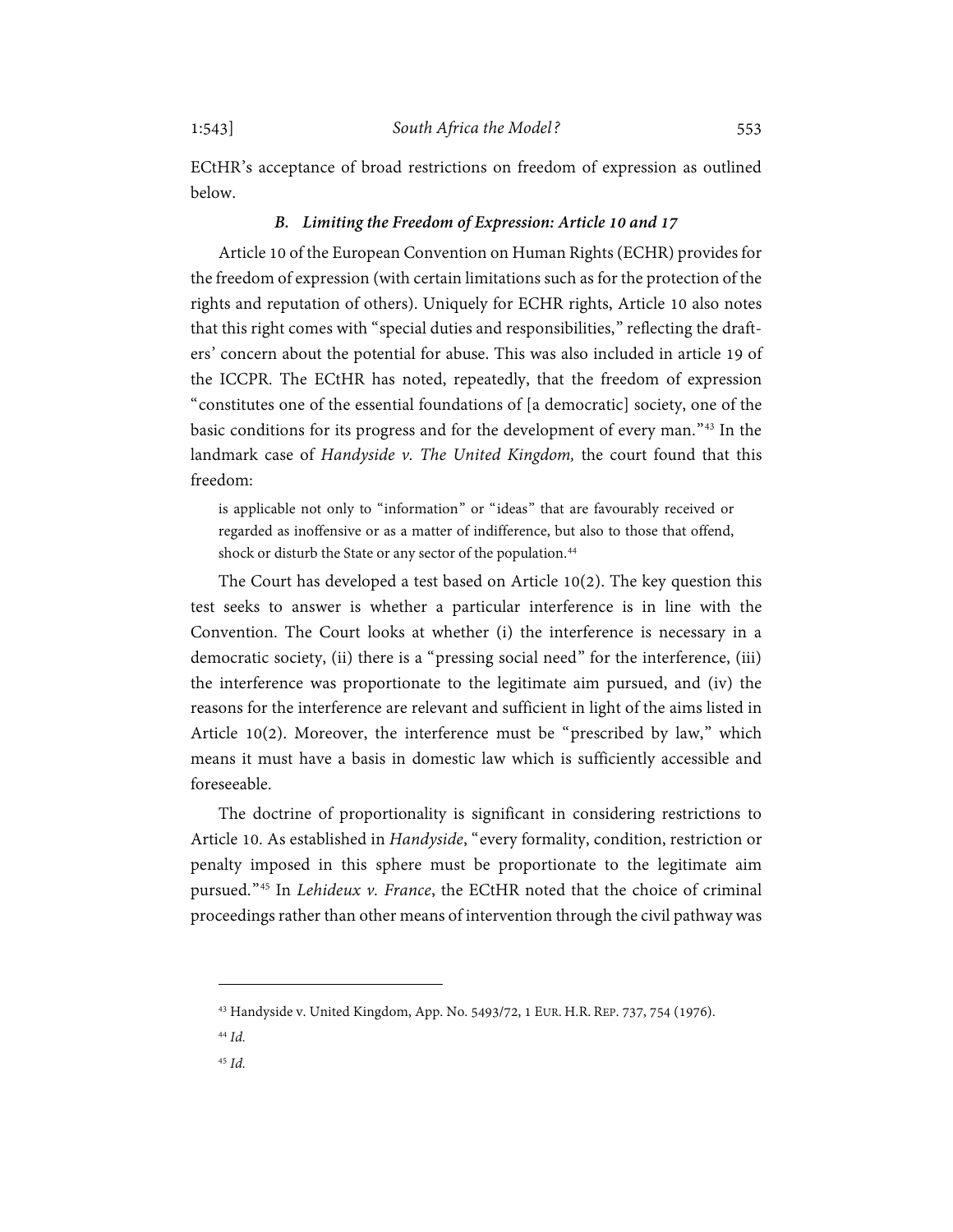ECtHR's acceptance of broad restrictions on freedom of expression as outlined below.

### *B. Limiting the Freedom of Expression: Article 10 and 17*

Article 10 of the European Convention on Human Rights (ECHR) provides for the freedom of expression (with certain limitations such as for the protection of the rights and reputation of others). Uniquely for ECHR rights, Article 10 also notes that this right comes with "special duties and responsibilities," reflecting the drafters' concern about the potential for abuse. This was also included in article 19 of the ICCPR. The ECtHR has noted, repeatedly, that the freedom of expression "constitutes one of the essential foundations of [a democratic] society, one of the basic conditions for its progress and for the development of every man."[43] In the landmark case of *Handyside v. The United Kingdom,* the court found that this freedom:

> is applicable not only to "information" or "ideas" that are favourably received or regarded as inoffensive or as a matter of indifference, but also to those that offend, shock or disturb the State or any sector of the population.[44]

The Court has developed a test based on Article 10(2). The key question this test seeks to answer is whether a particular interference is in line with the Convention. The Court looks at whether (i) the interference is necessary in a democratic society, (ii) there is a "pressing social need" for the interference, (iii) the interference was proportionate to the legitimate aim pursued, and (iv) the reasons for the interference are relevant and sufficient in light of the aims listed in Article 10(2). Moreover, the interference must be "prescribed by law," which means it must have a basis in domestic law which is sufficiently accessible and foreseeable.

The doctrine of proportionality is significant in considering restrictions to Article 10. As established in *Handyside*, "every formality, condition, restriction or penalty imposed in this sphere must be proportionate to the legitimate aim pursued."[45] In *Lehideux v. France*, the ECtHR noted that the choice of criminal proceedings rather than other means of intervention through the civil pathway was

---

[43] Handyside v. United Kingdom, App. No. 5493/72, 1 EUR. H.R. REP. 737, 754 (1976).

[44] *Id.*

[45] *Id.*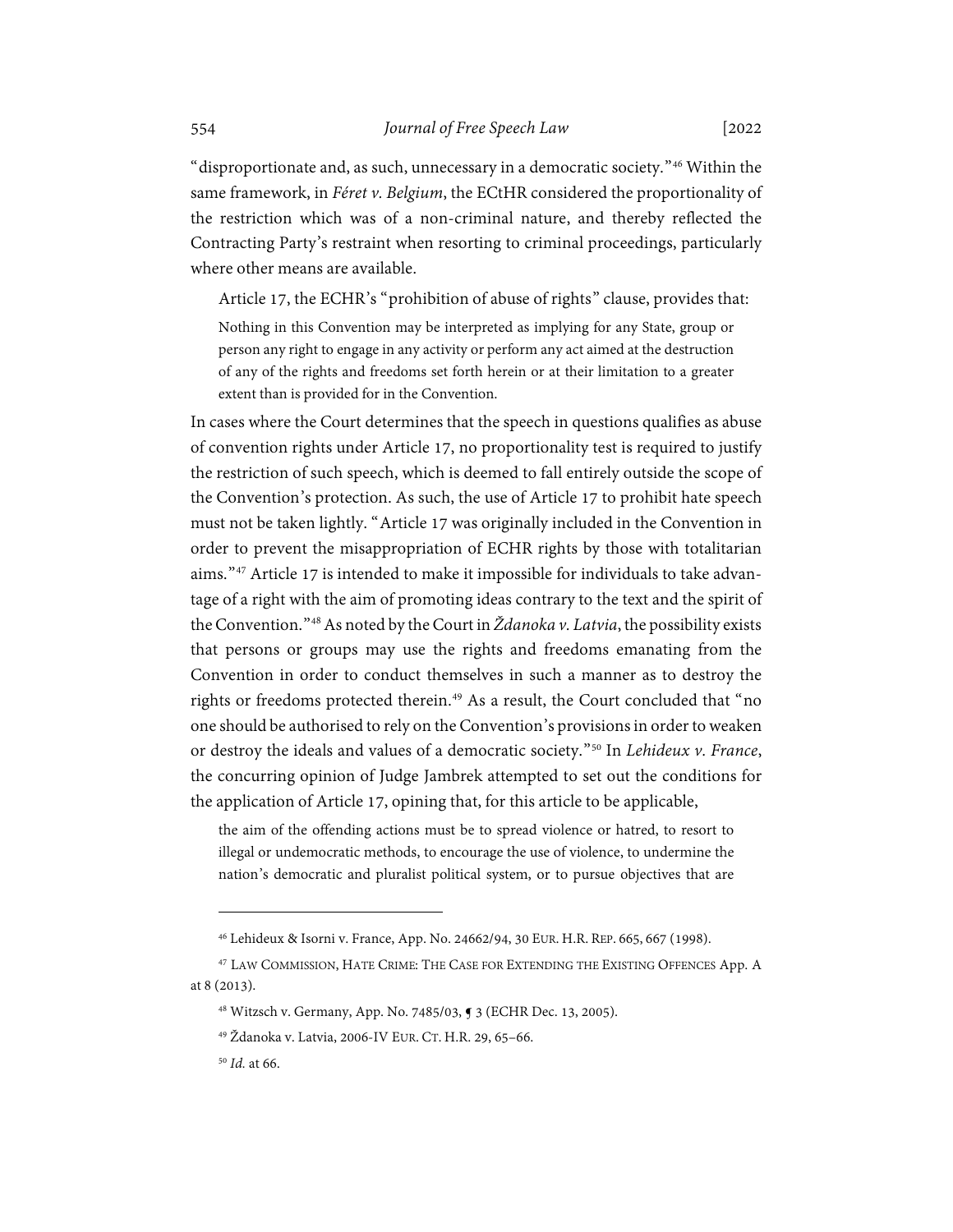"disproportionate and, as such, unnecessary in a democratic society."[46] Within the same framework, in *Féret v. Belgium*, the ECtHR considered the proportionality of the restriction which was of a non-criminal nature, and thereby reflected the Contracting Party's restraint when resorting to criminal proceedings, particularly where other means are available.

Article 17, the ECHR's "prohibition of abuse of rights" clause, provides that:

> Nothing in this Convention may be interpreted as implying for any State, group or person any right to engage in any activity or perform any act aimed at the destruction of any of the rights and freedoms set forth herein or at their limitation to a greater extent than is provided for in the Convention.

In cases where the Court determines that the speech in questions qualifies as abuse of convention rights under Article 17, no proportionality test is required to justify the restriction of such speech, which is deemed to fall entirely outside the scope of the Convention's protection. As such, the use of Article 17 to prohibit hate speech must not be taken lightly. "Article 17 was originally included in the Convention in order to prevent the misappropriation of ECHR rights by those with totalitarian aims."[47] Article 17 is intended to make it impossible for individuals to take advantage of a right with the aim of promoting ideas contrary to the text and the spirit of the Convention."[48] As noted by the Court in *Ždanoka v. Latvia*, the possibility exists that persons or groups may use the rights and freedoms emanating from the Convention in order to conduct themselves in such a manner as to destroy the rights or freedoms protected therein.[49] As a result, the Court concluded that "no one should be authorised to rely on the Convention's provisions in order to weaken or destroy the ideals and values of a democratic society."[50] In *Lehideux v. France*, the concurring opinion of Judge Jambrek attempted to set out the conditions for the application of Article 17, opining that, for this article to be applicable,

> the aim of the offending actions must be to spread violence or hatred, to resort to illegal or undemocratic methods, to encourage the use of violence, to undermine the nation's democratic and pluralist political system, or to pursue objectives that are

---

[46] Lehideux & Isorni v. France, App. No. 24662/94, 30 EUR. H.R. REP. 665, 667 (1998).

[47] LAW COMMISSION, HATE CRIME: THE CASE FOR EXTENDING THE EXISTING OFFENCES App. A at 8 (2013).

[48] Witzsch v. Germany, App. No. 7485/03, ¶ 3 (ECHR Dec. 13, 2005).

[49] Ždanoka v. Latvia, 2006-IV EUR. CT. H.R. 29, 65–66.

[50] *Id.* at 66.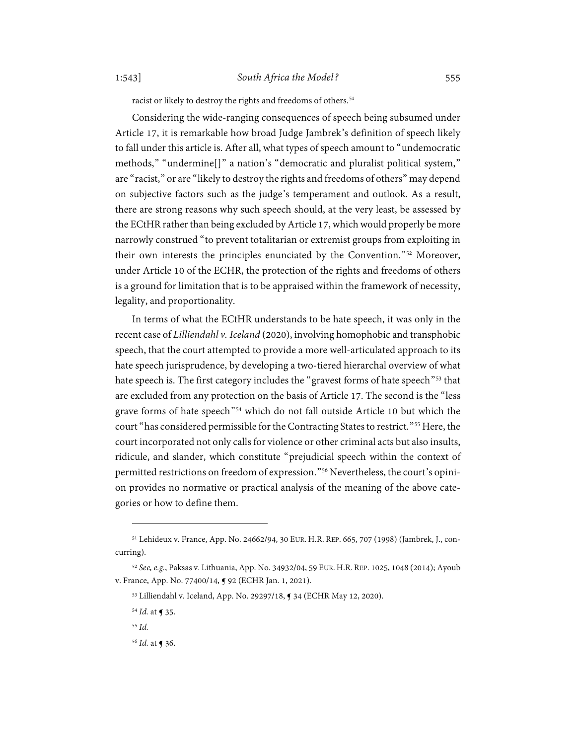racist or likely to destroy the rights and freedoms of others.[51]

Considering the wide-ranging consequences of speech being subsumed under Article 17, it is remarkable how broad Judge Jambrek's definition of speech likely to fall under this article is. After all, what types of speech amount to "undemocratic methods," "undermine[]" a nation's "democratic and pluralist political system," are "racist," or are "likely to destroy the rights and freedoms of others" may depend on subjective factors such as the judge's temperament and outlook. As a result, there are strong reasons why such speech should, at the very least, be assessed by the ECtHR rather than being excluded by Article 17, which would properly be more narrowly construed "to prevent totalitarian or extremist groups from exploiting in their own interests the principles enunciated by the Convention."[52] Moreover, under Article 10 of the ECHR, the protection of the rights and freedoms of others is a ground for limitation that is to be appraised within the framework of necessity, legality, and proportionality.

In terms of what the ECtHR understands to be hate speech, it was only in the recent case of *Lilliendahl v. Iceland* (2020), involving homophobic and transphobic speech, that the court attempted to provide a more well-articulated approach to its hate speech jurisprudence, by developing a two-tiered hierarchal overview of what hate speech is. The first category includes the "gravest forms of hate speech"[53] that are excluded from any protection on the basis of Article 17. The second is the "less grave forms of hate speech"[54] which do not fall outside Article 10 but which the court "has considered permissible for the Contracting States to restrict."[55] Here, the court incorporated not only calls for violence or other criminal acts but also insults, ridicule, and slander, which constitute "prejudicial speech within the context of permitted restrictions on freedom of expression."[56] Nevertheless, the court's opinion provides no normative or practical analysis of the meaning of the above categories or how to define them.

---

[51] Lehideux v. France, App. No. 24662/94, 30 EUR. H.R. REP. 665, 707 (1998) (Jambrek, J., concurring).

[52] *See, e.g.*, Paksas v. Lithuania, App. No. 34932/04, 59 EUR. H.R. REP. 1025, 1048 (2014); Ayoub v. France, App. No. 77400/14, ¶ 92 (ECHR Jan. 1, 2021).

[53] Lilliendahl v. Iceland, App. No. 29297/18, ¶ 34 (ECHR May 12, 2020).

[54] *Id.* at ¶ 35.

[55] *Id.*

[56] *Id.* at ¶ 36.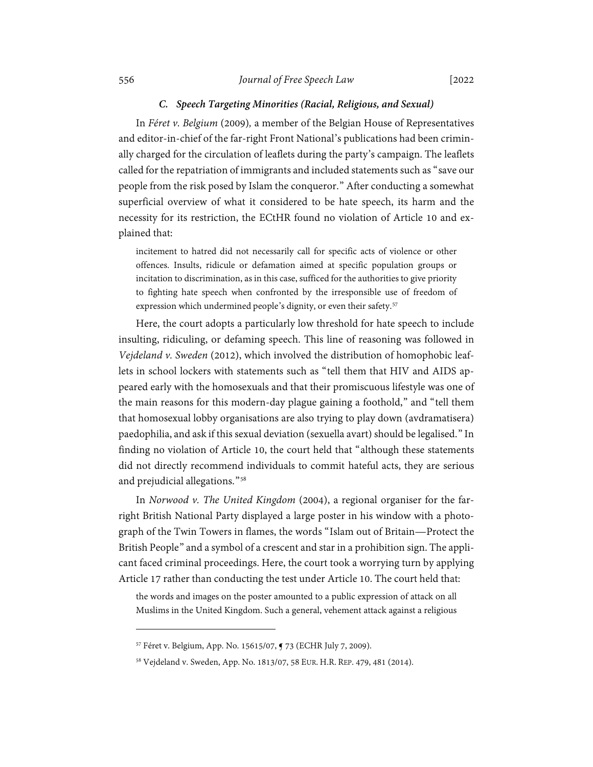### *C. Speech Targeting Minorities (Racial, Religious, and Sexual)*

In *Féret v. Belgium* (2009), a member of the Belgian House of Representatives and editor-in-chief of the far-right Front National's publications had been criminally charged for the circulation of leaflets during the party's campaign. The leaflets called for the repatriation of immigrants and included statements such as "save our people from the risk posed by Islam the conqueror." After conducting a somewhat superficial overview of what it considered to be hate speech, its harm and the necessity for its restriction, the ECtHR found no violation of Article 10 and explained that:

> incitement to hatred did not necessarily call for specific acts of violence or other offences. Insults, ridicule or defamation aimed at specific population groups or incitation to discrimination, as in this case, sufficed for the authorities to give priority to fighting hate speech when confronted by the irresponsible use of freedom of expression which undermined people's dignity, or even their safety.[57]

Here, the court adopts a particularly low threshold for hate speech to include insulting, ridiculing, or defaming speech. This line of reasoning was followed in *Vejdeland v. Sweden* (2012), which involved the distribution of homophobic leaflets in school lockers with statements such as "tell them that HIV and AIDS appeared early with the homosexuals and that their promiscuous lifestyle was one of the main reasons for this modern-day plague gaining a foothold," and "tell them that homosexual lobby organisations are also trying to play down (avdramatisera) paedophilia, and ask if this sexual deviation (sexuella avart) should be legalised." In finding no violation of Article 10, the court held that "although these statements did not directly recommend individuals to commit hateful acts, they are serious and prejudicial allegations."[58]

In *Norwood v. The United Kingdom* (2004), a regional organiser for the far-right British National Party displayed a large poster in his window with a photograph of the Twin Towers in flames, the words "Islam out of Britain—Protect the British People" and a symbol of a crescent and star in a prohibition sign. The applicant faced criminal proceedings. Here, the court took a worrying turn by applying Article 17 rather than conducting the test under Article 10. The court held that:

> the words and images on the poster amounted to a public expression of attack on all Muslims in the United Kingdom. Such a general, vehement attack against a religious

---

[57] Féret v. Belgium, App. No. 15615/07, ¶ 73 (ECHR July 7, 2009).

[58] Vejdeland v. Sweden, App. No. 1813/07, 58 EUR. H.R. REP. 479, 481 (2014).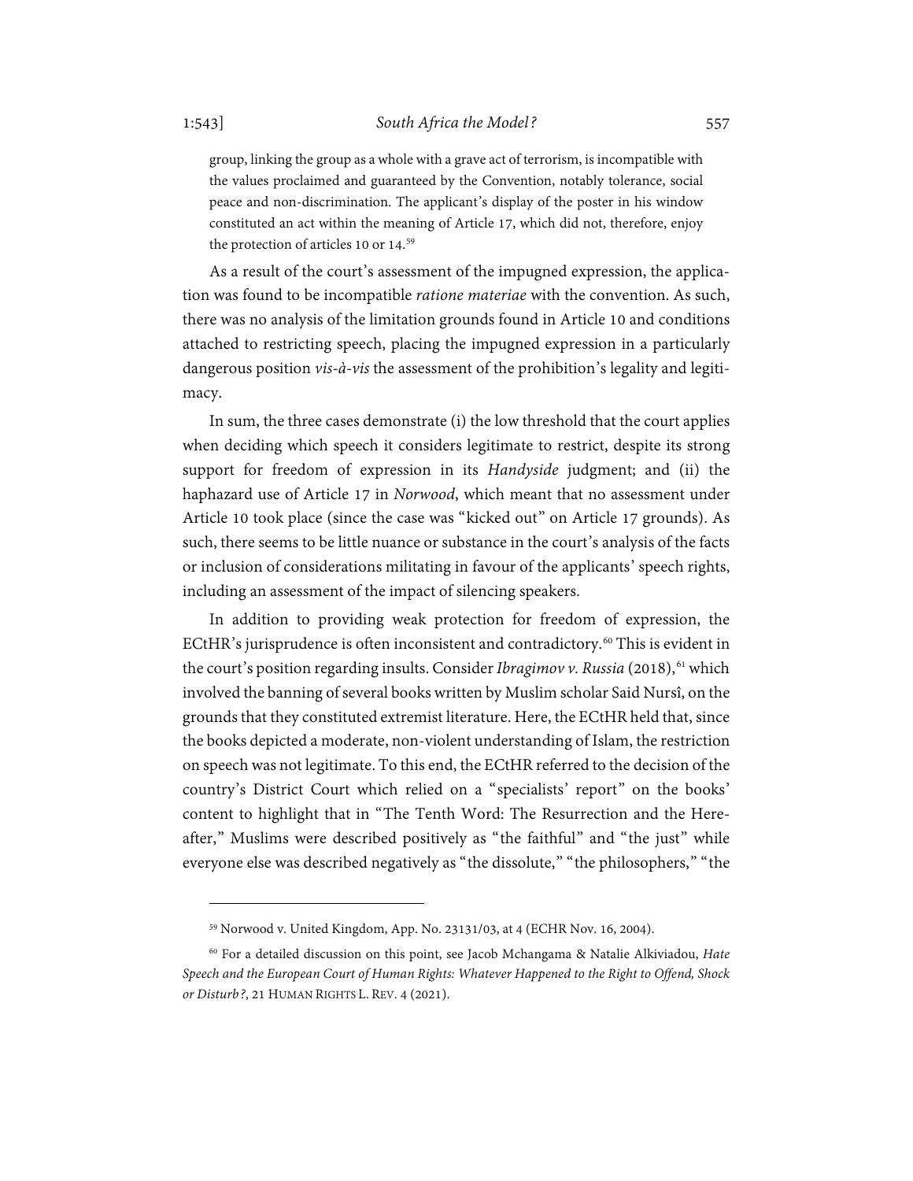> group, linking the group as a whole with a grave act of terrorism, is incompatible with the values proclaimed and guaranteed by the Convention, notably tolerance, social peace and non-discrimination. The applicant's display of the poster in his window constituted an act within the meaning of Article 17, which did not, therefore, enjoy the protection of articles 10 or 14.[59]

As a result of the court's assessment of the impugned expression, the application was found to be incompatible *ratione materiae* with the convention. As such, there was no analysis of the limitation grounds found in Article 10 and conditions attached to restricting speech, placing the impugned expression in a particularly dangerous position *vis-à-vis* the assessment of the prohibition's legality and legitimacy.

In sum, the three cases demonstrate (i) the low threshold that the court applies when deciding which speech it considers legitimate to restrict, despite its strong support for freedom of expression in its *Handyside* judgment; and (ii) the haphazard use of Article 17 in *Norwood*, which meant that no assessment under Article 10 took place (since the case was "kicked out" on Article 17 grounds). As such, there seems to be little nuance or substance in the court's analysis of the facts or inclusion of considerations militating in favour of the applicants' speech rights, including an assessment of the impact of silencing speakers.

In addition to providing weak protection for freedom of expression, the ECtHR's jurisprudence is often inconsistent and contradictory.[60] This is evident in the court's position regarding insults. Consider *Ibragimov v. Russia* (2018),[61] which involved the banning of several books written by Muslim scholar Said Nursî, on the grounds that they constituted extremist literature. Here, the ECtHR held that, since the books depicted a moderate, non-violent understanding of Islam, the restriction on speech was not legitimate. To this end, the ECtHR referred to the decision of the country's District Court which relied on a "specialists' report" on the books' content to highlight that in "The Tenth Word: The Resurrection and the Hereafter," Muslims were described positively as "the faithful" and "the just" while everyone else was described negatively as "the dissolute," "the philosophers," "the

---

[59] Norwood v. United Kingdom, App. No. 23131/03, at 4 (ECHR Nov. 16, 2004).

[60] For a detailed discussion on this point, see Jacob Mchangama & Natalie Alkiviadou, *Hate Speech and the European Court of Human Rights: Whatever Happened to the Right to Offend, Shock or Disturb?*, 21 HUMAN RIGHTS L. REV. 4 (2021).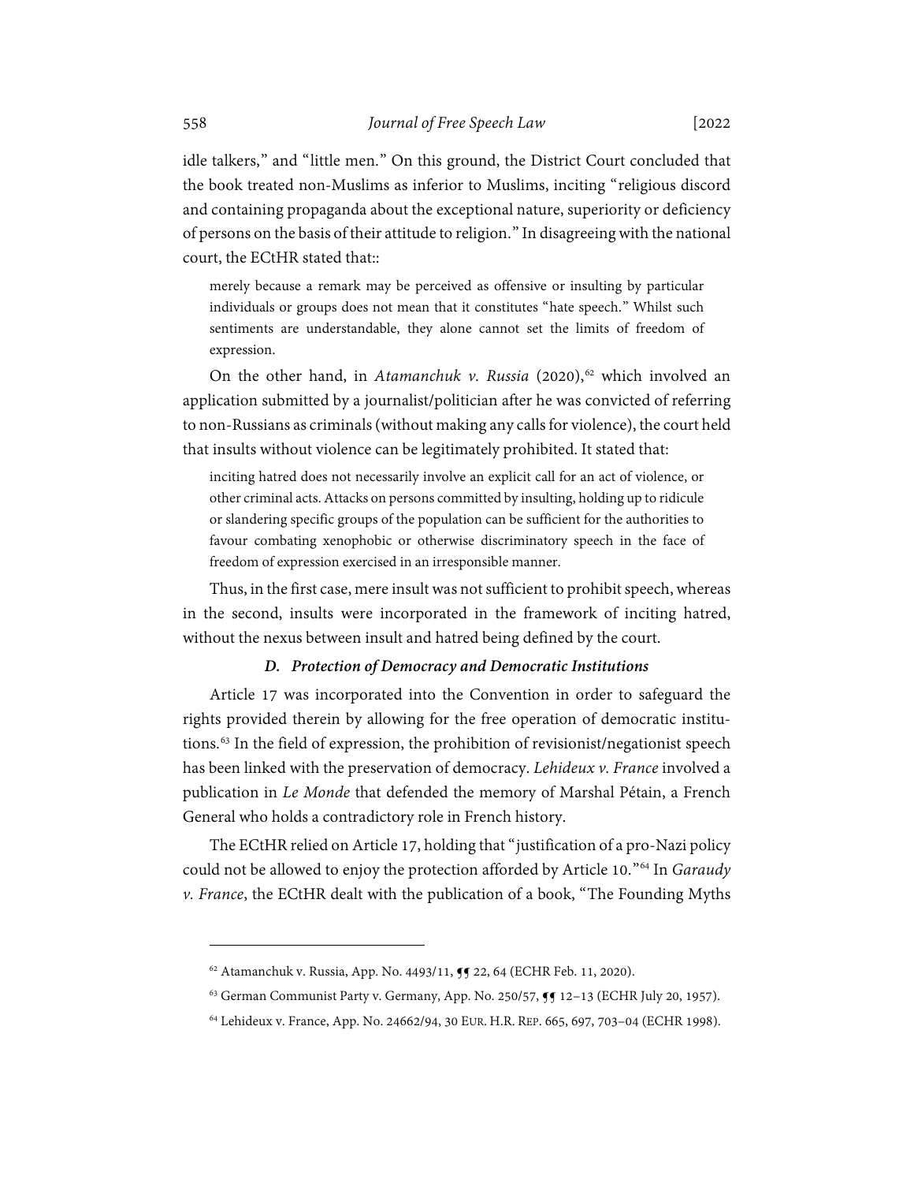idle talkers," and "little men." On this ground, the District Court concluded that the book treated non-Muslims as inferior to Muslims, inciting "religious discord and containing propaganda about the exceptional nature, superiority or deficiency of persons on the basis of their attitude to religion." In disagreeing with the national court, the ECtHR stated that::

> merely because a remark may be perceived as offensive or insulting by particular individuals or groups does not mean that it constitutes "hate speech." Whilst such sentiments are understandable, they alone cannot set the limits of freedom of expression.

On the other hand, in *Atamanchuk v. Russia* (2020),[62] which involved an application submitted by a journalist/politician after he was convicted of referring to non-Russians as criminals (without making any calls for violence), the court held that insults without violence can be legitimately prohibited. It stated that:

> inciting hatred does not necessarily involve an explicit call for an act of violence, or other criminal acts. Attacks on persons committed by insulting, holding up to ridicule or slandering specific groups of the population can be sufficient for the authorities to favour combating xenophobic or otherwise discriminatory speech in the face of freedom of expression exercised in an irresponsible manner.

Thus, in the first case, mere insult was not sufficient to prohibit speech, whereas in the second, insults were incorporated in the framework of inciting hatred, without the nexus between insult and hatred being defined by the court.

### *D. Protection of Democracy and Democratic Institutions*

Article 17 was incorporated into the Convention in order to safeguard the rights provided therein by allowing for the free operation of democratic institutions.[63] In the field of expression, the prohibition of revisionist/negationist speech has been linked with the preservation of democracy. *Lehideux v. France* involved a publication in *Le Monde* that defended the memory of Marshal Pétain, a French General who holds a contradictory role in French history.

The ECtHR relied on Article 17, holding that "justification of a pro-Nazi policy could not be allowed to enjoy the protection afforded by Article 10."[64] In *Garaudy v. France*, the ECtHR dealt with the publication of a book, "The Founding Myths

---

[62] Atamanchuk v. Russia, App. No. 4493/11, ¶¶ 22, 64 (ECHR Feb. 11, 2020).

[63] German Communist Party v. Germany, App. No. 250/57, ¶¶ 12–13 (ECHR July 20, 1957).

[64] Lehideux v. France, App. No. 24662/94, 30 EUR. H.R. REP. 665, 697, 703–04 (ECHR 1998).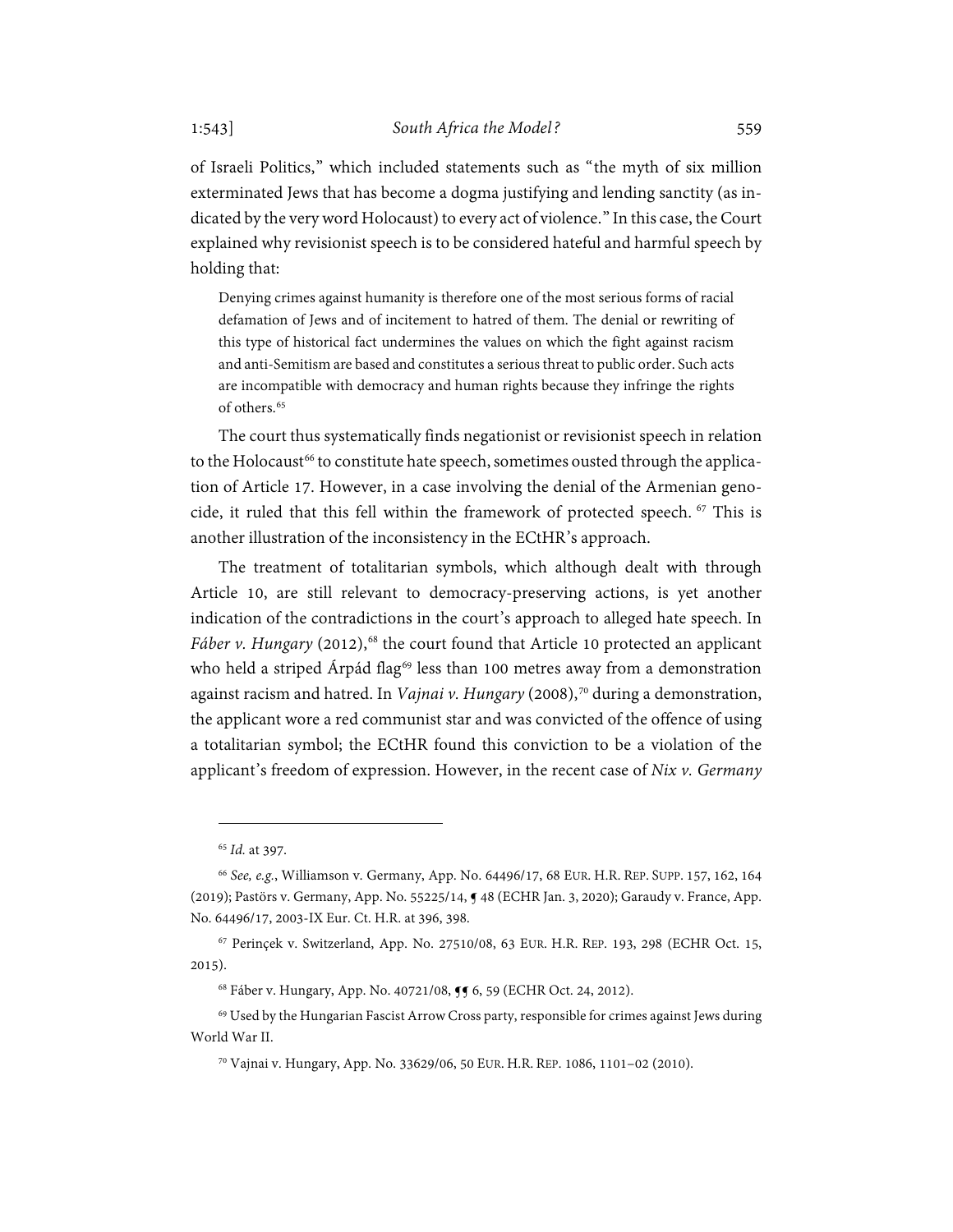of Israeli Politics," which included statements such as "the myth of six million exterminated Jews that has become a dogma justifying and lending sanctity (as indicated by the very word Holocaust) to every act of violence." In this case, the Court explained why revisionist speech is to be considered hateful and harmful speech by holding that:

> Denying crimes against humanity is therefore one of the most serious forms of racial defamation of Jews and of incitement to hatred of them. The denial or rewriting of this type of historical fact undermines the values on which the fight against racism and anti-Semitism are based and constitutes a serious threat to public order. Such acts are incompatible with democracy and human rights because they infringe the rights of others.[65]

The court thus systematically finds negationist or revisionist speech in relation to the Holocaust[66] to constitute hate speech, sometimes ousted through the application of Article 17. However, in a case involving the denial of the Armenian genocide, it ruled that this fell within the framework of protected speech.[67] This is another illustration of the inconsistency in the ECtHR's approach.

The treatment of totalitarian symbols, which although dealt with through Article 10, are still relevant to democracy-preserving actions, is yet another indication of the contradictions in the court's approach to alleged hate speech. In *Fáber v. Hungary* (2012),[68] the court found that Article 10 protected an applicant who held a striped Árpád flag[69] less than 100 metres away from a demonstration against racism and hatred. In *Vajnai v. Hungary* (2008),[70] during a demonstration, the applicant wore a red communist star and was convicted of the offence of using a totalitarian symbol; the ECtHR found this conviction to be a violation of the applicant's freedom of expression. However, in the recent case of *Nix v. Germany*

---

[65] *Id.* at 397.

[66] *See, e.g.*, Williamson v. Germany, App. No. 64496/17, 68 EUR. H.R. REP. SUPP. 157, 162, 164 (2019); Pastörs v. Germany, App. No. 55225/14, ¶ 48 (ECHR Jan. 3, 2020); Garaudy v. France, App. No. 64496/17, 2003-IX Eur. Ct. H.R. at 396, 398.

[67] Perinçek v. Switzerland, App. No. 27510/08, 63 EUR. H.R. REP. 193, 298 (ECHR Oct. 15, 2015).

[68] Fáber v. Hungary, App. No. 40721/08, ¶¶ 6, 59 (ECHR Oct. 24, 2012).

[69] Used by the Hungarian Fascist Arrow Cross party, responsible for crimes against Jews during World War II.

[70] Vajnai v. Hungary, App. No. 33629/06, 50 EUR. H.R. REP. 1086, 1101–02 (2010).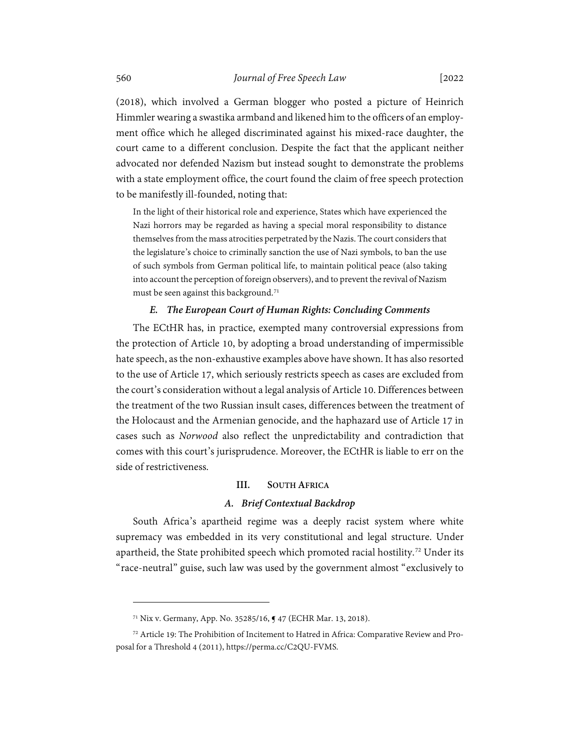(2018), which involved a German blogger who posted a picture of Heinrich Himmler wearing a swastika armband and likened him to the officers of an employment office which he alleged discriminated against his mixed-race daughter, the court came to a different conclusion. Despite the fact that the applicant neither advocated nor defended Nazism but instead sought to demonstrate the problems with a state employment office, the court found the claim of free speech protection to be manifestly ill-founded, noting that:

> In the light of their historical role and experience, States which have experienced the Nazi horrors may be regarded as having a special moral responsibility to distance themselves from the mass atrocities perpetrated by the Nazis. The court considers that the legislature's choice to criminally sanction the use of Nazi symbols, to ban the use of such symbols from German political life, to maintain political peace (also taking into account the perception of foreign observers), and to prevent the revival of Nazism must be seen against this background.[71]

#### *E. The European Court of Human Rights: Concluding Comments*

The ECtHR has, in practice, exempted many controversial expressions from the protection of Article 10, by adopting a broad understanding of impermissible hate speech, as the non-exhaustive examples above have shown. It has also resorted to the use of Article 17, which seriously restricts speech as cases are excluded from the court's consideration without a legal analysis of Article 10. Differences between the treatment of the two Russian insult cases, differences between the treatment of the Holocaust and the Armenian genocide, and the haphazard use of Article 17 in cases such as *Norwood* also reflect the unpredictability and contradiction that comes with this court's jurisprudence. Moreover, the ECtHR is liable to err on the side of restrictiveness.

### III. South Africa

#### *A. Brief Contextual Backdrop*

South Africa's apartheid regime was a deeply racist system where white supremacy was embedded in its very constitutional and legal structure. Under apartheid, the State prohibited speech which promoted racial hostility.[72] Under its "race-neutral" guise, such law was used by the government almost "exclusively to

---

[71] Nix v. Germany, App. No. 35285/16, ¶ 47 (ECHR Mar. 13, 2018).

[72] Article 19: The Prohibition of Incitement to Hatred in Africa: Comparative Review and Proposal for a Threshold 4 (2011), https://perma.cc/C2QU-FVMS.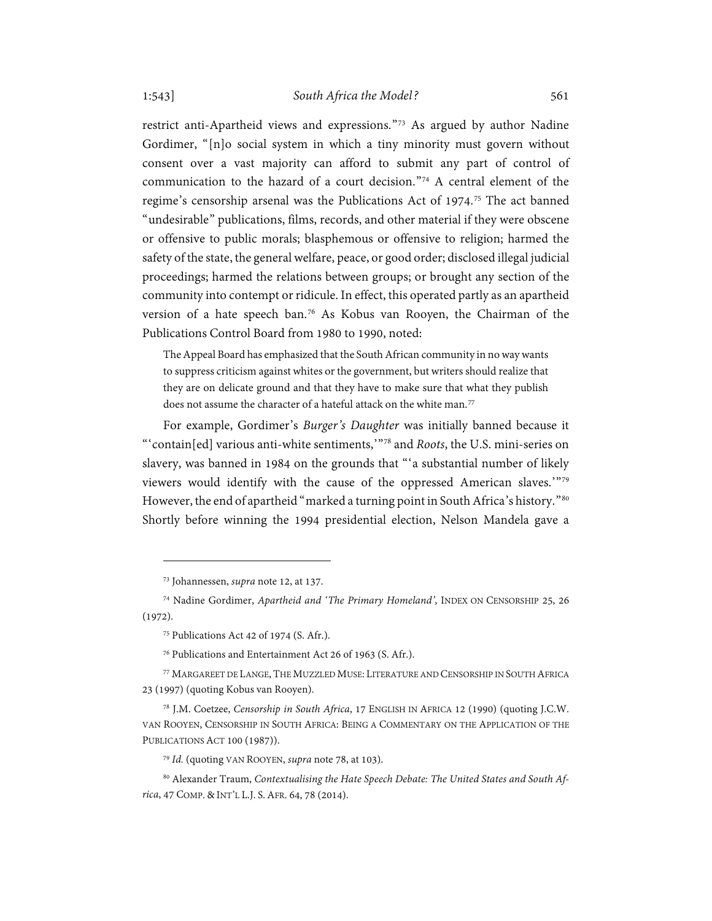restrict anti-Apartheid views and expressions."[73] As argued by author Nadine Gordimer, "[n]o social system in which a tiny minority must govern without consent over a vast majority can afford to submit any part of control of communication to the hazard of a court decision."[74] A central element of the regime's censorship arsenal was the Publications Act of 1974.[75] The act banned "undesirable" publications, films, records, and other material if they were obscene or offensive to public morals; blasphemous or offensive to religion; harmed the safety of the state, the general welfare, peace, or good order; disclosed illegal judicial proceedings; harmed the relations between groups; or brought any section of the community into contempt or ridicule. In effect, this operated partly as an apartheid version of a hate speech ban.[76] As Kobus van Rooyen, the Chairman of the Publications Control Board from 1980 to 1990, noted:

> The Appeal Board has emphasized that the South African community in no way wants to suppress criticism against whites or the government, but writers should realize that they are on delicate ground and that they have to make sure that what they publish does not assume the character of a hateful attack on the white man.[77]

For example, Gordimer's *Burger's Daughter* was initially banned because it "'contain[ed] various anti-white sentiments,'"[78] and *Roots*, the U.S. mini-series on slavery, was banned in 1984 on the grounds that "'a substantial number of likely viewers would identify with the cause of the oppressed American slaves.'"[79] However, the end of apartheid "marked a turning point in South Africa's history."[80] Shortly before winning the 1994 presidential election, Nelson Mandela gave a

---

[73] Johannessen, *supra* note 12, at 137.

[74] Nadine Gordimer, *Apartheid and 'The Primary Homeland'*, INDEX ON CENSORSHIP 25, 26 (1972).

[75] Publications Act 42 of 1974 (S. Afr.).

[76] Publications and Entertainment Act 26 of 1963 (S. Afr.).

[77] MARGAREET DE LANGE, THE MUZZLED MUSE: LITERATURE AND CENSORSHIP IN SOUTH AFRICA 23 (1997) (quoting Kobus van Rooyen).

[78] J.M. Coetzee, *Censorship in South Africa*, 17 ENGLISH IN AFRICA 12 (1990) (quoting J.C.W. VAN ROOYEN, CENSORSHIP IN SOUTH AFRICA: BEING A COMMENTARY ON THE APPLICATION OF THE PUBLICATIONS ACT 100 (1987)).

[79] *Id.* (quoting VAN ROOYEN, *supra* note 78, at 103).

[80] Alexander Traum, *Contextualising the Hate Speech Debate: The United States and South Africa*, 47 COMP. & INT'L L.J. S. AFR. 64, 78 (2014).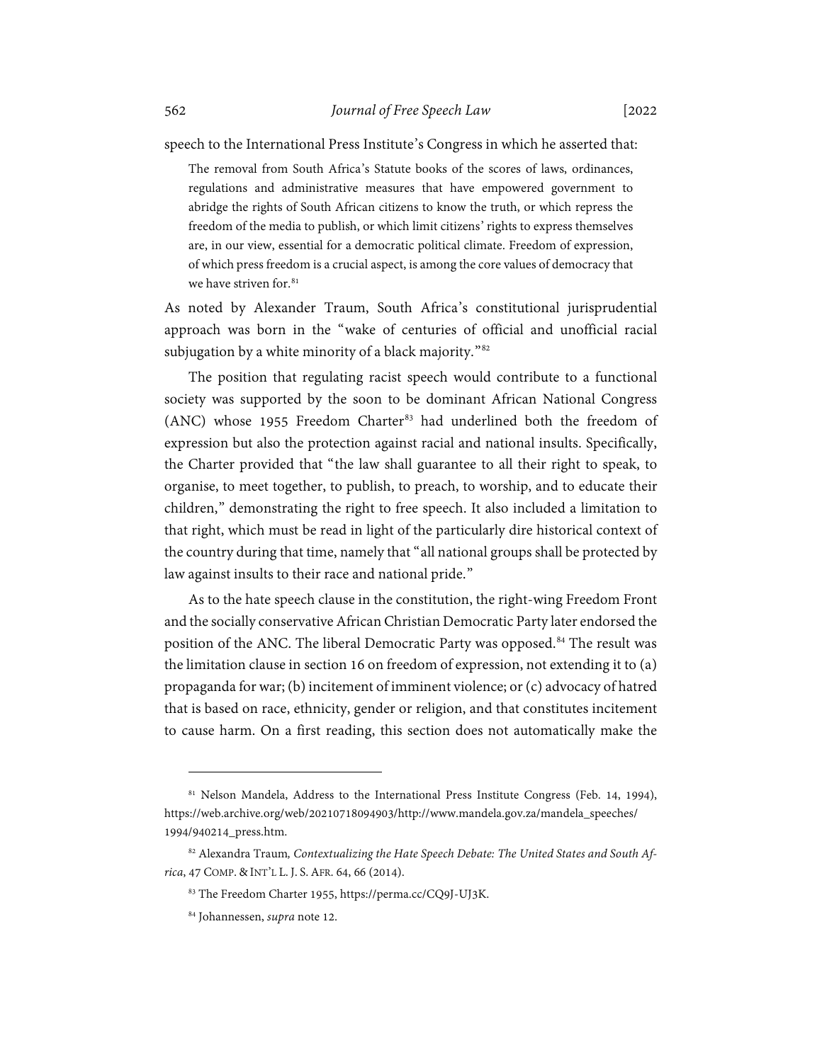speech to the International Press Institute's Congress in which he asserted that:

> The removal from South Africa's Statute books of the scores of laws, ordinances, regulations and administrative measures that have empowered government to abridge the rights of South African citizens to know the truth, or which repress the freedom of the media to publish, or which limit citizens' rights to express themselves are, in our view, essential for a democratic political climate. Freedom of expression, of which press freedom is a crucial aspect, is among the core values of democracy that we have striven for.[81]

As noted by Alexander Traum, South Africa's constitutional jurisprudential approach was born in the "wake of centuries of official and unofficial racial subjugation by a white minority of a black majority."[82]

The position that regulating racist speech would contribute to a functional society was supported by the soon to be dominant African National Congress (ANC) whose 1955 Freedom Charter[83] had underlined both the freedom of expression but also the protection against racial and national insults. Specifically, the Charter provided that "the law shall guarantee to all their right to speak, to organise, to meet together, to publish, to preach, to worship, and to educate their children," demonstrating the right to free speech. It also included a limitation to that right, which must be read in light of the particularly dire historical context of the country during that time, namely that "all national groups shall be protected by law against insults to their race and national pride."

As to the hate speech clause in the constitution, the right-wing Freedom Front and the socially conservative African Christian Democratic Party later endorsed the position of the ANC. The liberal Democratic Party was opposed.[84] The result was the limitation clause in section 16 on freedom of expression, not extending it to (a) propaganda for war; (b) incitement of imminent violence; or (c) advocacy of hatred that is based on race, ethnicity, gender or religion, and that constitutes incitement to cause harm. On a first reading, this section does not automatically make the

---

[81] Nelson Mandela, Address to the International Press Institute Congress (Feb. 14, 1994), https://web.archive.org/web/20210718094903/http://www.mandela.gov.za/mandela_speeches/1994/940214_press.htm.

[82] Alexandra Traum, *Contextualizing the Hate Speech Debate: The United States and South Africa*, 47 COMP. & INT'L L. J. S. AFR. 64, 66 (2014).

[83] The Freedom Charter 1955, https://perma.cc/CQ9J-UJ3K.

[84] Johannessen, *supra* note 12.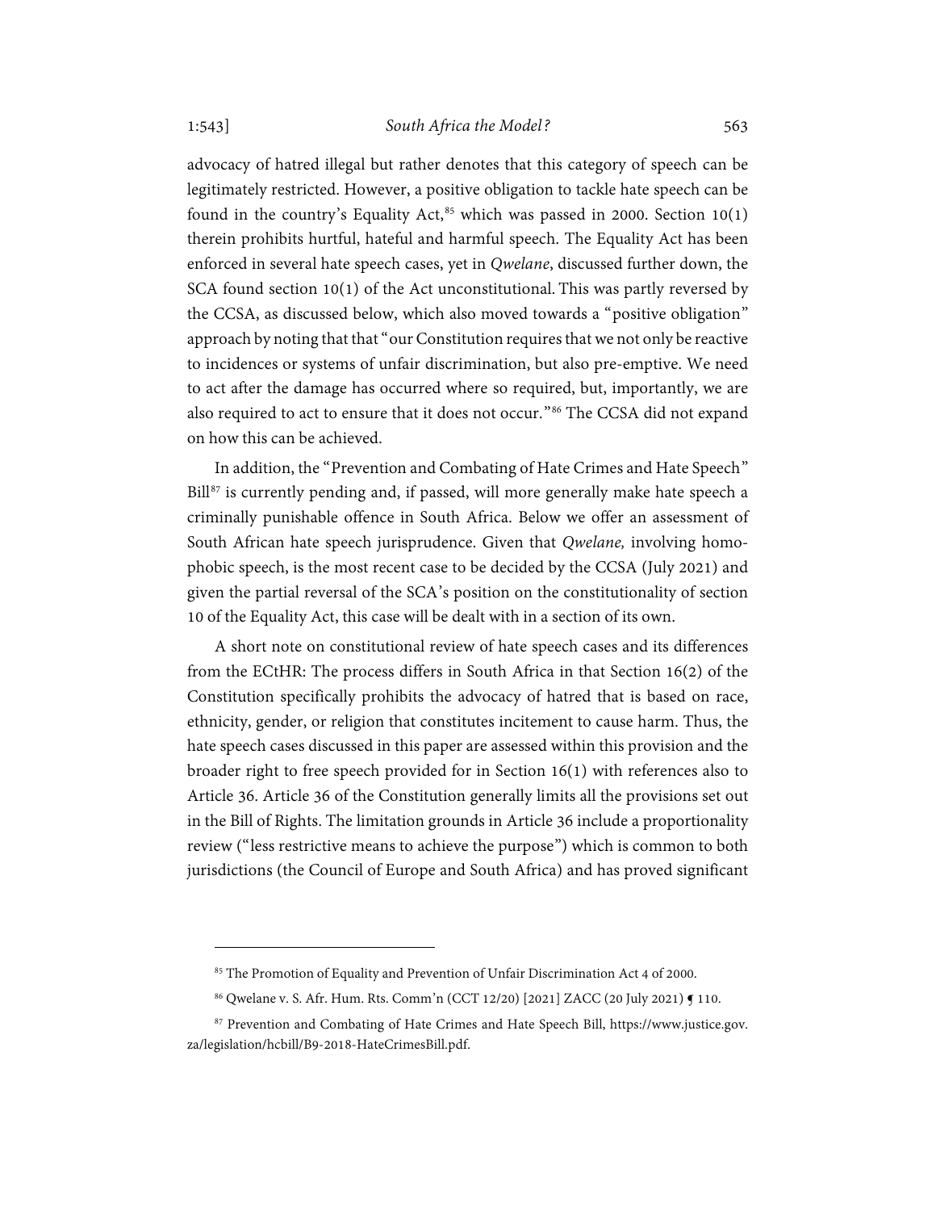advocacy of hatred illegal but rather denotes that this category of speech can be legitimately restricted. However, a positive obligation to tackle hate speech can be found in the country's Equality Act,[85] which was passed in 2000. Section 10(1) therein prohibits hurtful, hateful and harmful speech. The Equality Act has been enforced in several hate speech cases, yet in *Qwelane*, discussed further down, the SCA found section 10(1) of the Act unconstitutional. This was partly reversed by the CCSA, as discussed below, which also moved towards a "positive obligation" approach by noting that that "our Constitution requires that we not only be reactive to incidences or systems of unfair discrimination, but also pre-emptive. We need to act after the damage has occurred where so required, but, importantly, we are also required to act to ensure that it does not occur."[86] The CCSA did not expand on how this can be achieved.

In addition, the "Prevention and Combating of Hate Crimes and Hate Speech" Bill[87] is currently pending and, if passed, will more generally make hate speech a criminally punishable offence in South Africa. Below we offer an assessment of South African hate speech jurisprudence. Given that *Qwelane,* involving homophobic speech, is the most recent case to be decided by the CCSA (July 2021) and given the partial reversal of the SCA's position on the constitutionality of section 10 of the Equality Act, this case will be dealt with in a section of its own.

A short note on constitutional review of hate speech cases and its differences from the ECtHR: The process differs in South Africa in that Section 16(2) of the Constitution specifically prohibits the advocacy of hatred that is based on race, ethnicity, gender, or religion that constitutes incitement to cause harm. Thus, the hate speech cases discussed in this paper are assessed within this provision and the broader right to free speech provided for in Section 16(1) with references also to Article 36. Article 36 of the Constitution generally limits all the provisions set out in the Bill of Rights. The limitation grounds in Article 36 include a proportionality review ("less restrictive means to achieve the purpose") which is common to both jurisdictions (the Council of Europe and South Africa) and has proved significant

---

[85] The Promotion of Equality and Prevention of Unfair Discrimination Act 4 of 2000.

[86] Qwelane v. S. Afr. Hum. Rts. Comm'n (CCT 12/20) [2021] ZACC (20 July 2021) ¶ 110.

[87] Prevention and Combating of Hate Crimes and Hate Speech Bill, https://www.justice.gov.za/legislation/hcbill/B9-2018-HateCrimesBill.pdf.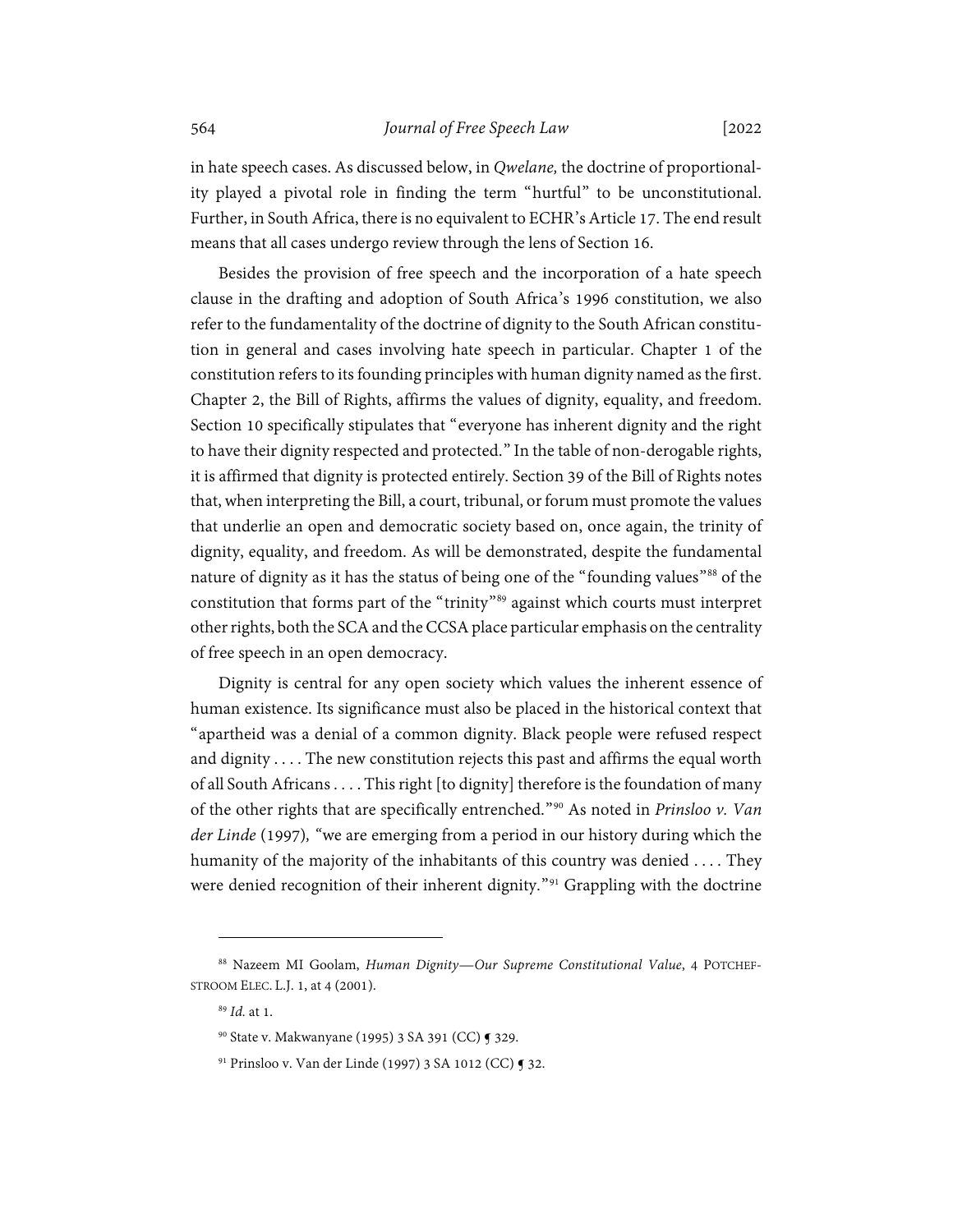in hate speech cases. As discussed below, in *Qwelane,* the doctrine of proportionality played a pivotal role in finding the term "hurtful" to be unconstitutional. Further, in South Africa, there is no equivalent to ECHR's Article 17. The end result means that all cases undergo review through the lens of Section 16.

Besides the provision of free speech and the incorporation of a hate speech clause in the drafting and adoption of South Africa's 1996 constitution, we also refer to the fundamentality of the doctrine of dignity to the South African constitution in general and cases involving hate speech in particular. Chapter 1 of the constitution refers to its founding principles with human dignity named as the first. Chapter 2, the Bill of Rights, affirms the values of dignity, equality, and freedom. Section 10 specifically stipulates that "everyone has inherent dignity and the right to have their dignity respected and protected." In the table of non-derogable rights, it is affirmed that dignity is protected entirely. Section 39 of the Bill of Rights notes that, when interpreting the Bill, a court, tribunal, or forum must promote the values that underlie an open and democratic society based on, once again, the trinity of dignity, equality, and freedom. As will be demonstrated, despite the fundamental nature of dignity as it has the status of being one of the "founding values"[88] of the constitution that forms part of the "trinity"[89] against which courts must interpret other rights, both the SCA and the CCSA place particular emphasis on the centrality of free speech in an open democracy.

Dignity is central for any open society which values the inherent essence of human existence. Its significance must also be placed in the historical context that "apartheid was a denial of a common dignity. Black people were refused respect and dignity . . . . The new constitution rejects this past and affirms the equal worth of all South Africans . . . . This right [to dignity] therefore is the foundation of many of the other rights that are specifically entrenched."[90] As noted in *Prinsloo v. Van der Linde* (1997), "we are emerging from a period in our history during which the humanity of the majority of the inhabitants of this country was denied . . . . They were denied recognition of their inherent dignity."[91] Grappling with the doctrine

---

[88] Nazeem MI Goolam, *Human Dignity—Our Supreme Constitutional Value*, 4 POTCHEFSTROOM ELEC. L.J. 1, at 4 (2001).

[89] *Id.* at 1.

[90] State v. Makwanyane (1995) 3 SA 391 (CC) ¶ 329.

[91] Prinsloo v. Van der Linde (1997) 3 SA 1012 (CC) ¶ 32.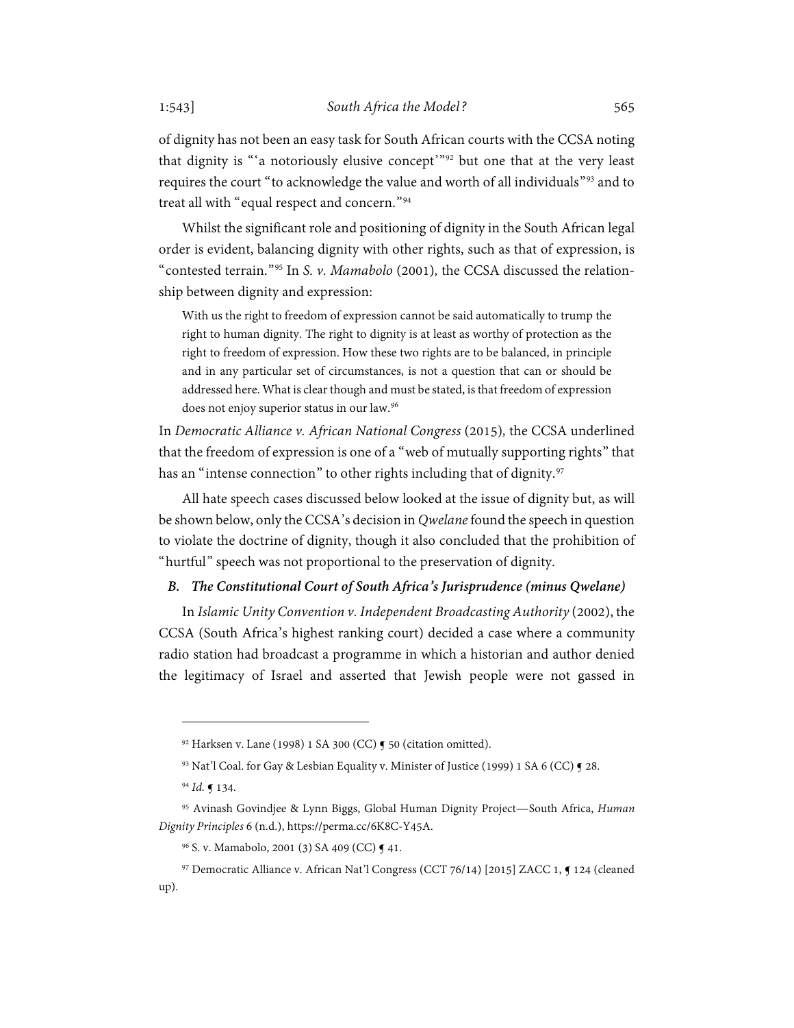of dignity has not been an easy task for South African courts with the CCSA noting that dignity is "'a notoriously elusive concept'"[92] but one that at the very least requires the court "to acknowledge the value and worth of all individuals"[93] and to treat all with "equal respect and concern."[94]

Whilst the significant role and positioning of dignity in the South African legal order is evident, balancing dignity with other rights, such as that of expression, is "contested terrain."[95] In *S. v. Mamabolo* (2001), the CCSA discussed the relationship between dignity and expression:

> With us the right to freedom of expression cannot be said automatically to trump the right to human dignity. The right to dignity is at least as worthy of protection as the right to freedom of expression. How these two rights are to be balanced, in principle and in any particular set of circumstances, is not a question that can or should be addressed here. What is clear though and must be stated, is that freedom of expression does not enjoy superior status in our law.[96]

In *Democratic Alliance v. African National Congress* (2015), the CCSA underlined that the freedom of expression is one of a "web of mutually supporting rights" that has an "intense connection" to other rights including that of dignity.[97]

All hate speech cases discussed below looked at the issue of dignity but, as will be shown below, only the CCSA's decision in *Qwelane* found the speech in question to violate the doctrine of dignity, though it also concluded that the prohibition of "hurtful" speech was not proportional to the preservation of dignity.

### *B. The Constitutional Court of South Africa's Jurisprudence (minus Qwelane)*

In *Islamic Unity Convention v. Independent Broadcasting Authority* (2002), the CCSA (South Africa's highest ranking court) decided a case where a community radio station had broadcast a programme in which a historian and author denied the legitimacy of Israel and asserted that Jewish people were not gassed in

---

[92] Harksen v. Lane (1998) 1 SA 300 (CC) ¶ 50 (citation omitted).

[93] Nat'l Coal. for Gay & Lesbian Equality v. Minister of Justice (1999) 1 SA 6 (CC) ¶ 28.

[94] *Id.* ¶ 134.

[95] Avinash Govindjee & Lynn Biggs, Global Human Dignity Project—South Africa, *Human Dignity Principles* 6 (n.d.), https://perma.cc/6K8C-Y45A.

[96] S. v. Mamabolo, 2001 (3) SA 409 (CC) ¶ 41.

[97] Democratic Alliance v. African Nat'l Congress (CCT 76/14) [2015] ZACC 1, ¶ 124 (cleaned up).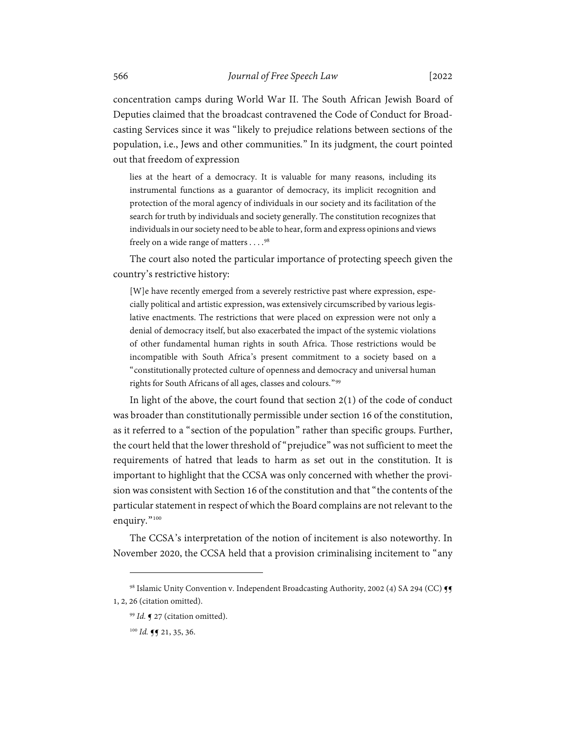concentration camps during World War II. The South African Jewish Board of Deputies claimed that the broadcast contravened the Code of Conduct for Broadcasting Services since it was "likely to prejudice relations between sections of the population, i.e., Jews and other communities." In its judgment, the court pointed out that freedom of expression

> lies at the heart of a democracy. It is valuable for many reasons, including its instrumental functions as a guarantor of democracy, its implicit recognition and protection of the moral agency of individuals in our society and its facilitation of the search for truth by individuals and society generally. The constitution recognizes that individuals in our society need to be able to hear, form and express opinions and views freely on a wide range of matters . . . .[98]

The court also noted the particular importance of protecting speech given the country's restrictive history:

> [W]e have recently emerged from a severely restrictive past where expression, especially political and artistic expression, was extensively circumscribed by various legislative enactments. The restrictions that were placed on expression were not only a denial of democracy itself, but also exacerbated the impact of the systemic violations of other fundamental human rights in south Africa. Those restrictions would be incompatible with South Africa's present commitment to a society based on a "constitutionally protected culture of openness and democracy and universal human rights for South Africans of all ages, classes and colours."[99]

In light of the above, the court found that section 2(1) of the code of conduct was broader than constitutionally permissible under section 16 of the constitution, as it referred to a "section of the population" rather than specific groups. Further, the court held that the lower threshold of "prejudice" was not sufficient to meet the requirements of hatred that leads to harm as set out in the constitution. It is important to highlight that the CCSA was only concerned with whether the provision was consistent with Section 16 of the constitution and that "the contents of the particular statement in respect of which the Board complains are not relevant to the enquiry."[100]

The CCSA's interpretation of the notion of incitement is also noteworthy. In November 2020, the CCSA held that a provision criminalising incitement to "any

---

[98] Islamic Unity Convention v. Independent Broadcasting Authority, 2002 (4) SA 294 (CC) ¶¶ 1, 2, 26 (citation omitted).

[99] *Id.* ¶ 27 (citation omitted).

[100] *Id.* ¶¶ 21, 35, 36.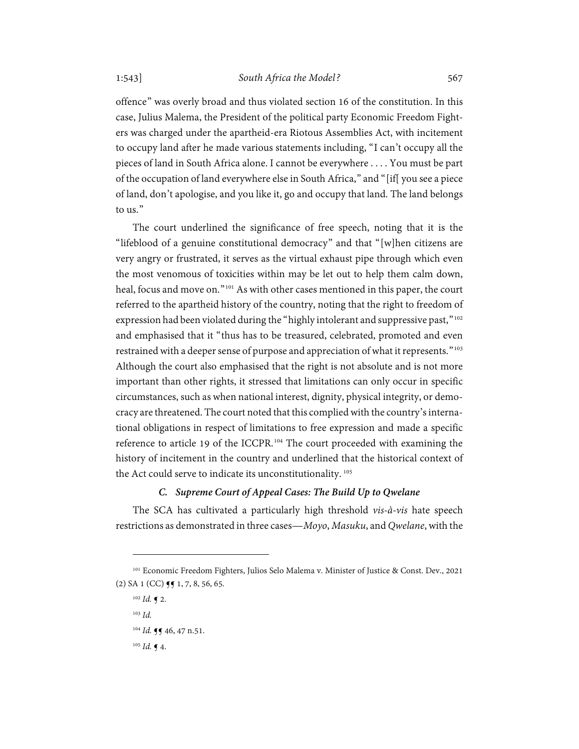offence" was overly broad and thus violated section 16 of the constitution. In this case, Julius Malema, the President of the political party Economic Freedom Fighters was charged under the apartheid-era Riotous Assemblies Act, with incitement to occupy land after he made various statements including, "I can't occupy all the pieces of land in South Africa alone. I cannot be everywhere . . . . You must be part of the occupation of land everywhere else in South Africa," and "[if[ you see a piece of land, don't apologise, and you like it, go and occupy that land. The land belongs to us."

The court underlined the significance of free speech, noting that it is the "lifeblood of a genuine constitutional democracy" and that "[w]hen citizens are very angry or frustrated, it serves as the virtual exhaust pipe through which even the most venomous of toxicities within may be let out to help them calm down, heal, focus and move on."[101] As with other cases mentioned in this paper, the court referred to the apartheid history of the country, noting that the right to freedom of expression had been violated during the "highly intolerant and suppressive past,"[102] and emphasised that it "thus has to be treasured, celebrated, promoted and even restrained with a deeper sense of purpose and appreciation of what it represents."[103] Although the court also emphasised that the right is not absolute and is not more important than other rights, it stressed that limitations can only occur in specific circumstances, such as when national interest, dignity, physical integrity, or democracy are threatened. The court noted that this complied with the country's international obligations in respect of limitations to free expression and made a specific reference to article 19 of the ICCPR.[104] The court proceeded with examining the history of incitement in the country and underlined that the historical context of the Act could serve to indicate its unconstitutionality.[105]

### *C. Supreme Court of Appeal Cases: The Build Up to Qwelane*

The SCA has cultivated a particularly high threshold *vis-à-vis* hate speech restrictions as demonstrated in three cases—*Moyo*, *Masuku*, and *Qwelane*, with the

---

[101] Economic Freedom Fighters, Julios Selo Malema v. Minister of Justice & Const. Dev., 2021 (2) SA 1 (CC) ¶¶ 1, 7, 8, 56, 65.

[102] *Id.* ¶ 2.

[103] *Id.*

[104] *Id.* ¶¶ 46, 47 n.51.

[105] *Id.* ¶ 4.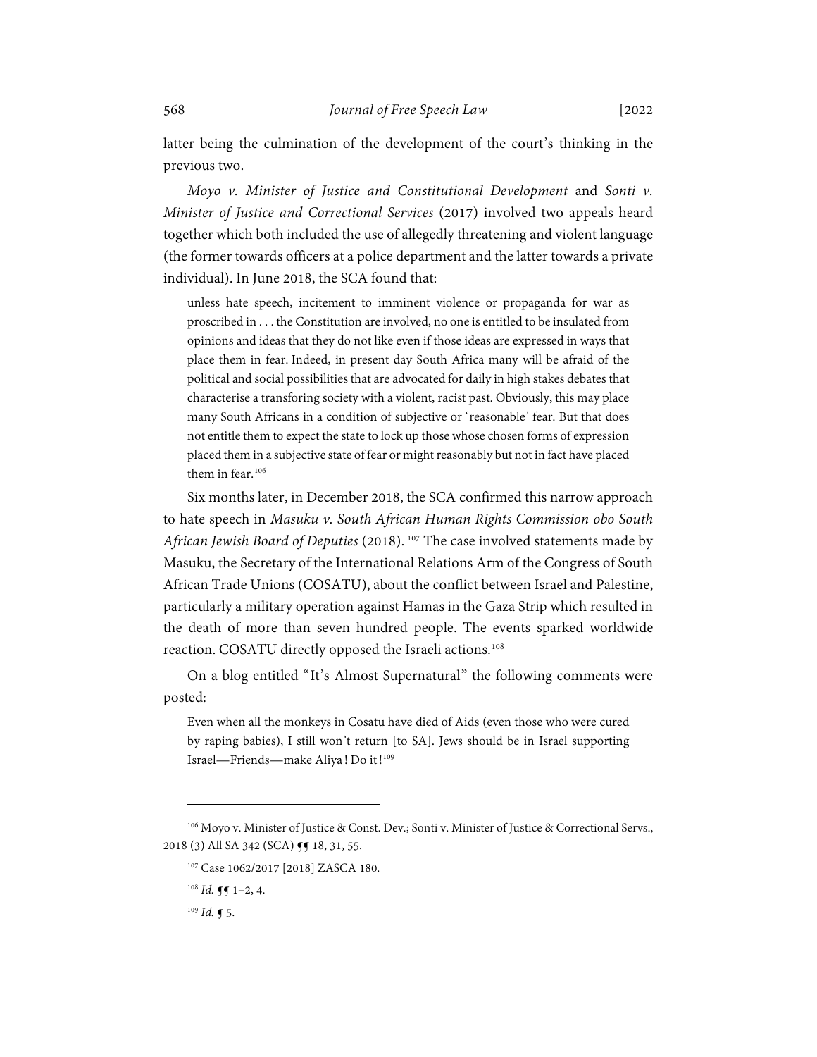latter being the culmination of the development of the court's thinking in the previous two.

*Moyo v. Minister of Justice and Constitutional Development* and *Sonti v. Minister of Justice and Correctional Services* (2017) involved two appeals heard together which both included the use of allegedly threatening and violent language (the former towards officers at a police department and the latter towards a private individual). In June 2018, the SCA found that:

> unless hate speech, incitement to imminent violence or propaganda for war as proscribed in . . . the Constitution are involved, no one is entitled to be insulated from opinions and ideas that they do not like even if those ideas are expressed in ways that place them in fear. Indeed, in present day South Africa many will be afraid of the political and social possibilities that are advocated for daily in high stakes debates that characterise a transforing society with a violent, racist past. Obviously, this may place many South Africans in a condition of subjective or 'reasonable' fear. But that does not entitle them to expect the state to lock up those whose chosen forms of expression placed them in a subjective state of fear or might reasonably but not in fact have placed them in fear.[106]

Six months later, in December 2018, the SCA confirmed this narrow approach to hate speech in *Masuku v. South African Human Rights Commission obo South African Jewish Board of Deputies* (2018).[107] The case involved statements made by Masuku, the Secretary of the International Relations Arm of the Congress of South African Trade Unions (COSATU), about the conflict between Israel and Palestine, particularly a military operation against Hamas in the Gaza Strip which resulted in the death of more than seven hundred people. The events sparked worldwide reaction. COSATU directly opposed the Israeli actions.[108]

On a blog entitled "It's Almost Supernatural" the following comments were posted:

> Even when all the monkeys in Cosatu have died of Aids (even those who were cured by raping babies), I still won't return [to SA]. Jews should be in Israel supporting Israel—Friends—make Aliya ! Do it ![109]

---

[106] Moyo v. Minister of Justice & Const. Dev.; Sonti v. Minister of Justice & Correctional Servs., 2018 (3) All SA 342 (SCA) ¶¶ 18, 31, 55.

[107] Case 1062/2017 [2018] ZASCA 180.

[108] *Id.* ¶¶ 1–2, 4.

[109] *Id.* ¶ 5.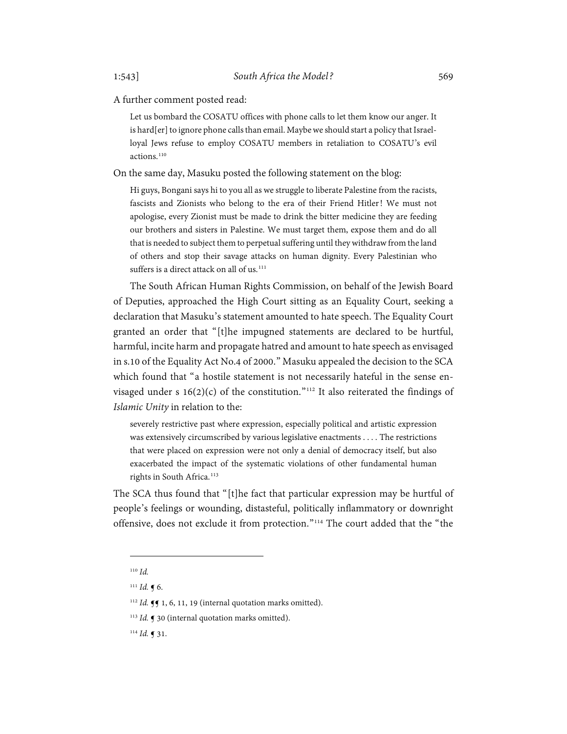A further comment posted read:

> Let us bombard the COSATU offices with phone calls to let them know our anger. It is hard[er] to ignore phone calls than email. Maybe we should start a policy that Israel-loyal Jews refuse to employ COSATU members in retaliation to COSATU's evil actions.[110]

On the same day, Masuku posted the following statement on the blog:

> Hi guys, Bongani says hi to you all as we struggle to liberate Palestine from the racists, fascists and Zionists who belong to the era of their Friend Hitler! We must not apologise, every Zionist must be made to drink the bitter medicine they are feeding our brothers and sisters in Palestine. We must target them, expose them and do all that is needed to subject them to perpetual suffering until they withdraw from the land of others and stop their savage attacks on human dignity. Every Palestinian who suffers is a direct attack on all of us.[111]

The South African Human Rights Commission, on behalf of the Jewish Board of Deputies, approached the High Court sitting as an Equality Court, seeking a declaration that Masuku's statement amounted to hate speech. The Equality Court granted an order that "[t]he impugned statements are declared to be hurtful, harmful, incite harm and propagate hatred and amount to hate speech as envisaged in s.10 of the Equality Act No.4 of 2000." Masuku appealed the decision to the SCA which found that "a hostile statement is not necessarily hateful in the sense envisaged under s 16(2)(c) of the constitution."[112] It also reiterated the findings of *Islamic Unity* in relation to the:

> severely restrictive past where expression, especially political and artistic expression was extensively circumscribed by various legislative enactments . . . . The restrictions that were placed on expression were not only a denial of democracy itself, but also exacerbated the impact of the systematic violations of other fundamental human rights in South Africa.[113]

The SCA thus found that "[t]he fact that particular expression may be hurtful of people's feelings or wounding, distasteful, politically inflammatory or downright offensive, does not exclude it from protection."[114] The court added that the "the

---

[110] *Id.*

[111] *Id.* ¶ 6.

[112] *Id.* ¶¶ 1, 6, 11, 19 (internal quotation marks omitted).

[113] *Id.* ¶ 30 (internal quotation marks omitted).

[114] *Id.* ¶ 31.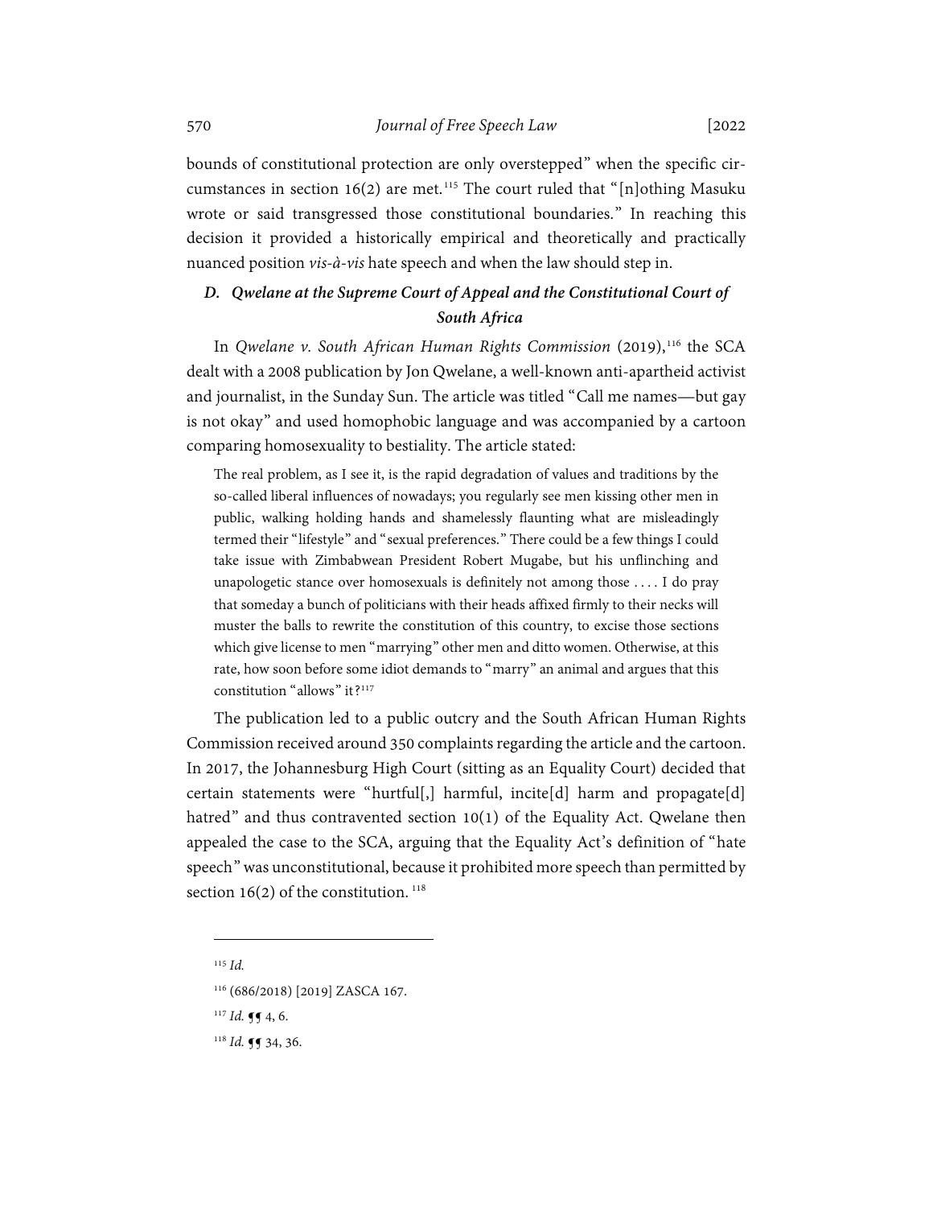bounds of constitutional protection are only overstepped" when the specific circumstances in section 16(2) are met.[115] The court ruled that "[n]othing Masuku wrote or said transgressed those constitutional boundaries." In reaching this decision it provided a historically empirical and theoretically and practically nuanced position *vis-à-vis* hate speech and when the law should step in.

### *D. Qwelane at the Supreme Court of Appeal and the Constitutional Court of South Africa*

In *Qwelane v. South African Human Rights Commission* (2019),[116] the SCA dealt with a 2008 publication by Jon Qwelane, a well-known anti-apartheid activist and journalist, in the Sunday Sun. The article was titled "Call me names—but gay is not okay" and used homophobic language and was accompanied by a cartoon comparing homosexuality to bestiality. The article stated:

> The real problem, as I see it, is the rapid degradation of values and traditions by the so-called liberal influences of nowadays; you regularly see men kissing other men in public, walking holding hands and shamelessly flaunting what are misleadingly termed their "lifestyle" and "sexual preferences." There could be a few things I could take issue with Zimbabwean President Robert Mugabe, but his unflinching and unapologetic stance over homosexuals is definitely not among those . . . . I do pray that someday a bunch of politicians with their heads affixed firmly to their necks will muster the balls to rewrite the constitution of this country, to excise those sections which give license to men "marrying" other men and ditto women. Otherwise, at this rate, how soon before some idiot demands to "marry" an animal and argues that this constitution "allows" it?[117]

The publication led to a public outcry and the South African Human Rights Commission received around 350 complaints regarding the article and the cartoon. In 2017, the Johannesburg High Court (sitting as an Equality Court) decided that certain statements were "hurtful[,] harmful, incite[d] harm and propagate[d] hatred" and thus contravened section 10(1) of the Equality Act. Qwelane then appealed the case to the SCA, arguing that the Equality Act's definition of "hate speech" was unconstitutional, because it prohibited more speech than permitted by section 16(2) of the constitution.[118]

---

[115] *Id.*

[116] (686/2018) [2019] ZASCA 167.

[117] *Id.* ¶¶ 4, 6.

[118] *Id.* ¶¶ 34, 36.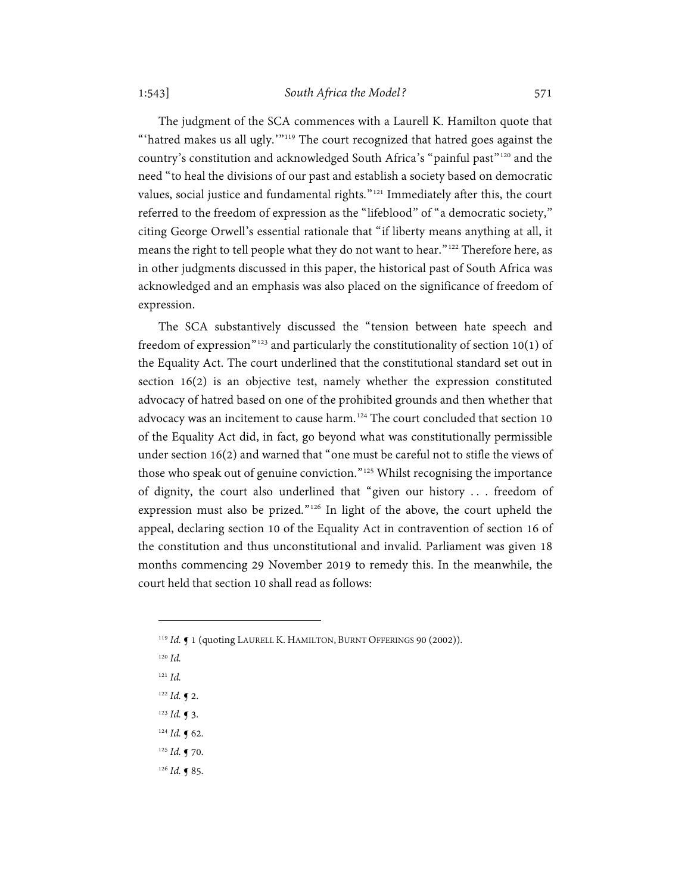The judgment of the SCA commences with a Laurell K. Hamilton quote that "'hatred makes us all ugly.'"[119] The court recognized that hatred goes against the country's constitution and acknowledged South Africa's "painful past"[120] and the need "to heal the divisions of our past and establish a society based on democratic values, social justice and fundamental rights."[121] Immediately after this, the court referred to the freedom of expression as the "lifeblood" of "a democratic society," citing George Orwell's essential rationale that "if liberty means anything at all, it means the right to tell people what they do not want to hear."[122] Therefore here, as in other judgments discussed in this paper, the historical past of South Africa was acknowledged and an emphasis was also placed on the significance of freedom of expression.

The SCA substantively discussed the "tension between hate speech and freedom of expression"[123] and particularly the constitutionality of section 10(1) of the Equality Act. The court underlined that the constitutional standard set out in section 16(2) is an objective test, namely whether the expression constituted advocacy of hatred based on one of the prohibited grounds and then whether that advocacy was an incitement to cause harm.[124] The court concluded that section 10 of the Equality Act did, in fact, go beyond what was constitutionally permissible under section 16(2) and warned that "one must be careful not to stifle the views of those who speak out of genuine conviction."[125] Whilst recognising the importance of dignity, the court also underlined that "given our history . . . freedom of expression must also be prized."[126] In light of the above, the court upheld the appeal, declaring section 10 of the Equality Act in contravention of section 16 of the constitution and thus unconstitutional and invalid. Parliament was given 18 months commencing 29 November 2019 to remedy this. In the meanwhile, the court held that section 10 shall read as follows:

---

[119] *Id.* ¶ 1 (quoting LAURELL K. HAMILTON, BURNT OFFERINGS 90 (2002)).

[120] *Id.*

[121] *Id.*

[122] *Id.* ¶ 2.

[123] *Id.* ¶ 3.

[124] *Id.* ¶ 62.

[125] *Id.* ¶ 70.

[126] *Id.* ¶ 85.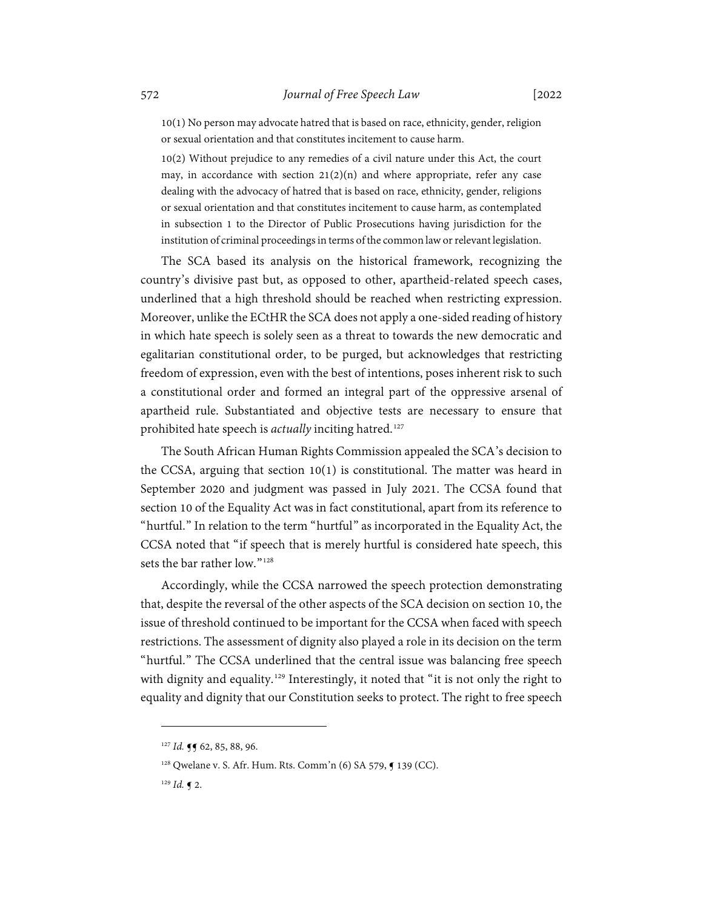> 10(1) No person may advocate hatred that is based on race, ethnicity, gender, religion or sexual orientation and that constitutes incitement to cause harm.
>
> 10(2) Without prejudice to any remedies of a civil nature under this Act, the court may, in accordance with section 21(2)(n) and where appropriate, refer any case dealing with the advocacy of hatred that is based on race, ethnicity, gender, religions or sexual orientation and that constitutes incitement to cause harm, as contemplated in subsection 1 to the Director of Public Prosecutions having jurisdiction for the institution of criminal proceedings in terms of the common law or relevant legislation.

The SCA based its analysis on the historical framework, recognizing the country's divisive past but, as opposed to other, apartheid-related speech cases, underlined that a high threshold should be reached when restricting expression. Moreover, unlike the ECtHR the SCA does not apply a one-sided reading of history in which hate speech is solely seen as a threat to towards the new democratic and egalitarian constitutional order, to be purged, but acknowledges that restricting freedom of expression, even with the best of intentions, poses inherent risk to such a constitutional order and formed an integral part of the oppressive arsenal of apartheid rule. Substantiated and objective tests are necessary to ensure that prohibited hate speech is *actually* inciting hatred.[127]

The South African Human Rights Commission appealed the SCA's decision to the CCSA, arguing that section 10(1) is constitutional. The matter was heard in September 2020 and judgment was passed in July 2021. The CCSA found that section 10 of the Equality Act was in fact constitutional, apart from its reference to "hurtful." In relation to the term "hurtful" as incorporated in the Equality Act, the CCSA noted that "if speech that is merely hurtful is considered hate speech, this sets the bar rather low."[128]

Accordingly, while the CCSA narrowed the speech protection demonstrating that, despite the reversal of the other aspects of the SCA decision on section 10, the issue of threshold continued to be important for the CCSA when faced with speech restrictions. The assessment of dignity also played a role in its decision on the term "hurtful." The CCSA underlined that the central issue was balancing free speech with dignity and equality.[129] Interestingly, it noted that "it is not only the right to equality and dignity that our Constitution seeks to protect. The right to free speech

---

[127] *Id.* ¶¶ 62, 85, 88, 96.

[128] Qwelane v. S. Afr. Hum. Rts. Comm'n (6) SA 579, ¶ 139 (CC).

[129] *Id.* ¶ 2.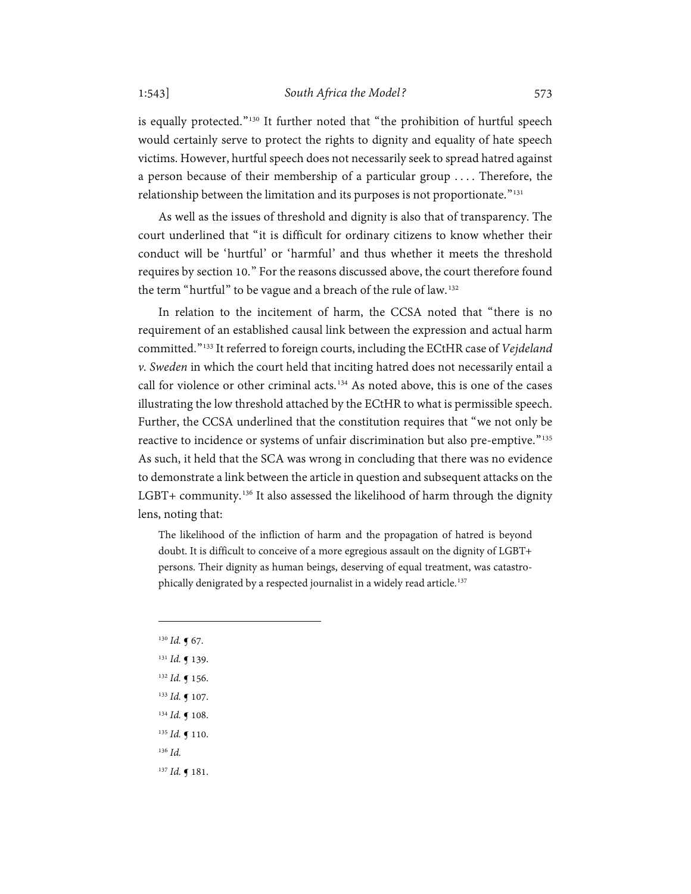is equally protected."[130] It further noted that "the prohibition of hurtful speech would certainly serve to protect the rights to dignity and equality of hate speech victims. However, hurtful speech does not necessarily seek to spread hatred against a person because of their membership of a particular group . . . . Therefore, the relationship between the limitation and its purposes is not proportionate."[131]

As well as the issues of threshold and dignity is also that of transparency. The court underlined that "it is difficult for ordinary citizens to know whether their conduct will be 'hurtful' or 'harmful' and thus whether it meets the threshold requires by section 10." For the reasons discussed above, the court therefore found the term "hurtful" to be vague and a breach of the rule of law.[132]

In relation to the incitement of harm, the CCSA noted that "there is no requirement of an established causal link between the expression and actual harm committed."[133] It referred to foreign courts, including the ECtHR case of *Vejdeland v. Sweden* in which the court held that inciting hatred does not necessarily entail a call for violence or other criminal acts.[134] As noted above, this is one of the cases illustrating the low threshold attached by the ECtHR to what is permissible speech. Further, the CCSA underlined that the constitution requires that "we not only be reactive to incidence or systems of unfair discrimination but also pre-emptive."[135] As such, it held that the SCA was wrong in concluding that there was no evidence to demonstrate a link between the article in question and subsequent attacks on the LGBT+ community.[136] It also assessed the likelihood of harm through the dignity lens, noting that:

> The likelihood of the infliction of harm and the propagation of hatred is beyond doubt. It is difficult to conceive of a more egregious assault on the dignity of LGBT+ persons. Their dignity as human beings, deserving of equal treatment, was catastrophically denigrated by a respected journalist in a widely read article.[137]

---

[130] *Id.* ¶ 67.

[131] *Id.* ¶ 139.

[132] *Id.* ¶ 156.

[133] *Id.* ¶ 107.

[134] *Id.* ¶ 108.

[135] *Id.* ¶ 110.

[136] *Id.*

[137] *Id.* ¶ 181.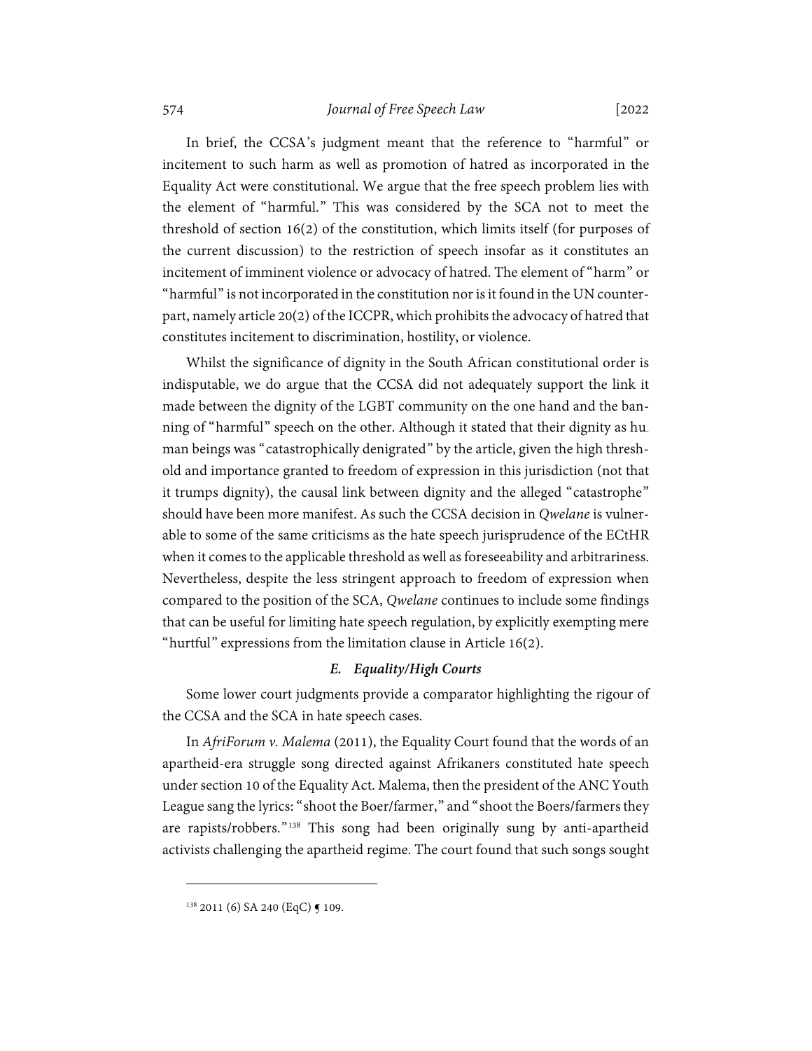In brief, the CCSA's judgment meant that the reference to "harmful" or incitement to such harm as well as promotion of hatred as incorporated in the Equality Act were constitutional. We argue that the free speech problem lies with the element of "harmful." This was considered by the SCA not to meet the threshold of section 16(2) of the constitution, which limits itself (for purposes of the current discussion) to the restriction of speech insofar as it constitutes an incitement of imminent violence or advocacy of hatred. The element of "harm" or "harmful" is not incorporated in the constitution nor is it found in the UN counterpart, namely article 20(2) of the ICCPR, which prohibits the advocacy of hatred that constitutes incitement to discrimination, hostility, or violence.

Whilst the significance of dignity in the South African constitutional order is indisputable, we do argue that the CCSA did not adequately support the link it made between the dignity of the LGBT community on the one hand and the banning of "harmful" speech on the other. Although it stated that their dignity as human beings was "catastrophically denigrated" by the article, given the high threshold and importance granted to freedom of expression in this jurisdiction (not that it trumps dignity), the causal link between dignity and the alleged "catastrophe" should have been more manifest. As such the CCSA decision in *Qwelane* is vulnerable to some of the same criticisms as the hate speech jurisprudence of the ECtHR when it comes to the applicable threshold as well as foreseeability and arbitrariness. Nevertheless, despite the less stringent approach to freedom of expression when compared to the position of the SCA, *Qwelane* continues to include some findings that can be useful for limiting hate speech regulation, by explicitly exempting mere "hurtful" expressions from the limitation clause in Article 16(2).

### *E. Equality/High Courts*

Some lower court judgments provide a comparator highlighting the rigour of the CCSA and the SCA in hate speech cases.

In *AfriForum v. Malema* (2011), the Equality Court found that the words of an apartheid-era struggle song directed against Afrikaners constituted hate speech under section 10 of the Equality Act. Malema, then the president of the ANC Youth League sang the lyrics: "shoot the Boer/farmer," and "shoot the Boers/farmers they are rapists/robbers."[138] This song had been originally sung by anti-apartheid activists challenging the apartheid regime. The court found that such songs sought

[138] 2011 (6) SA 240 (EqC) ¶ 109.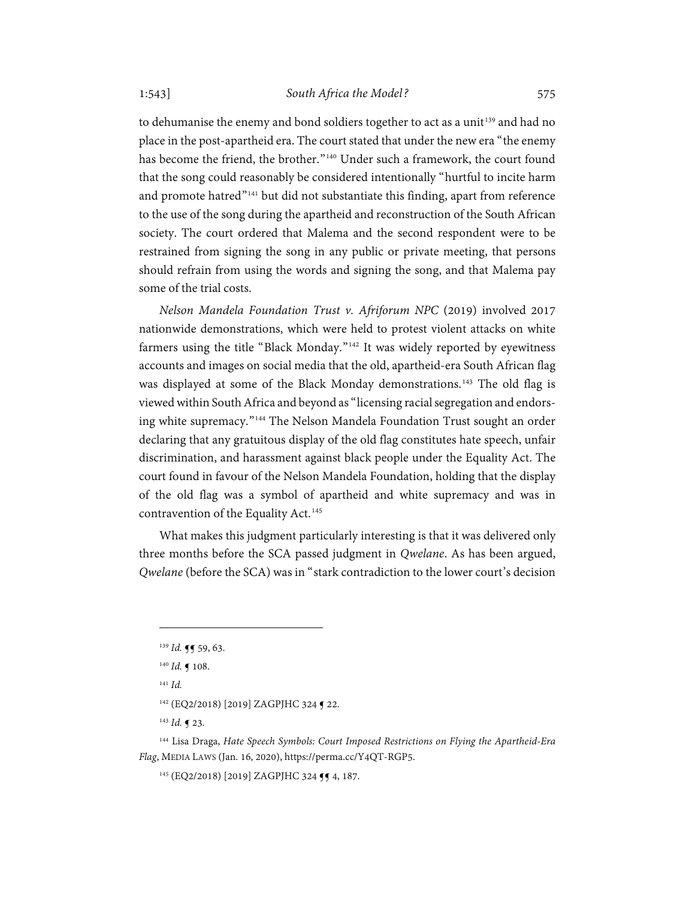to dehumanise the enemy and bond soldiers together to act as a unit[139] and had no place in the post-apartheid era. The court stated that under the new era "the enemy has become the friend, the brother."[140] Under such a framework, the court found that the song could reasonably be considered intentionally "hurtful to incite harm and promote hatred"[141] but did not substantiate this finding, apart from reference to the use of the song during the apartheid and reconstruction of the South African society. The court ordered that Malema and the second respondent were to be restrained from signing the song in any public or private meeting, that persons should refrain from using the words and signing the song, and that Malema pay some of the trial costs.

*Nelson Mandela Foundation Trust v. Afriforum NPC* (2019) involved 2017 nationwide demonstrations, which were held to protest violent attacks on white farmers using the title "Black Monday."[142] It was widely reported by eyewitness accounts and images on social media that the old, apartheid-era South African flag was displayed at some of the Black Monday demonstrations.[143] The old flag is viewed within South Africa and beyond as "licensing racial segregation and endorsing white supremacy."[144] The Nelson Mandela Foundation Trust sought an order declaring that any gratuitous display of the old flag constitutes hate speech, unfair discrimination, and harassment against black people under the Equality Act. The court found in favour of the Nelson Mandela Foundation, holding that the display of the old flag was a symbol of apartheid and white supremacy and was in contravention of the Equality Act.[145]

What makes this judgment particularly interesting is that it was delivered only three months before the SCA passed judgment in *Qwelane*. As has been argued, *Qwelane* (before the SCA) was in "stark contradiction to the lower court's decision

---

[139] *Id.* ¶¶ 59, 63.

[140] *Id.* ¶ 108.

[141] *Id.*

[142] (EQ2/2018) [2019] ZAGPJHC 324 ¶ 22.

[143] *Id.* ¶ 23.

[144] Lisa Draga, *Hate Speech Symbols: Court Imposed Restrictions on Flying the Apartheid-Era Flag*, MEDIA LAWS (Jan. 16, 2020), https://perma.cc/Y4QT-RGP5.

[145] (EQ2/2018) [2019] ZAGPJHC 324 ¶¶ 4, 187.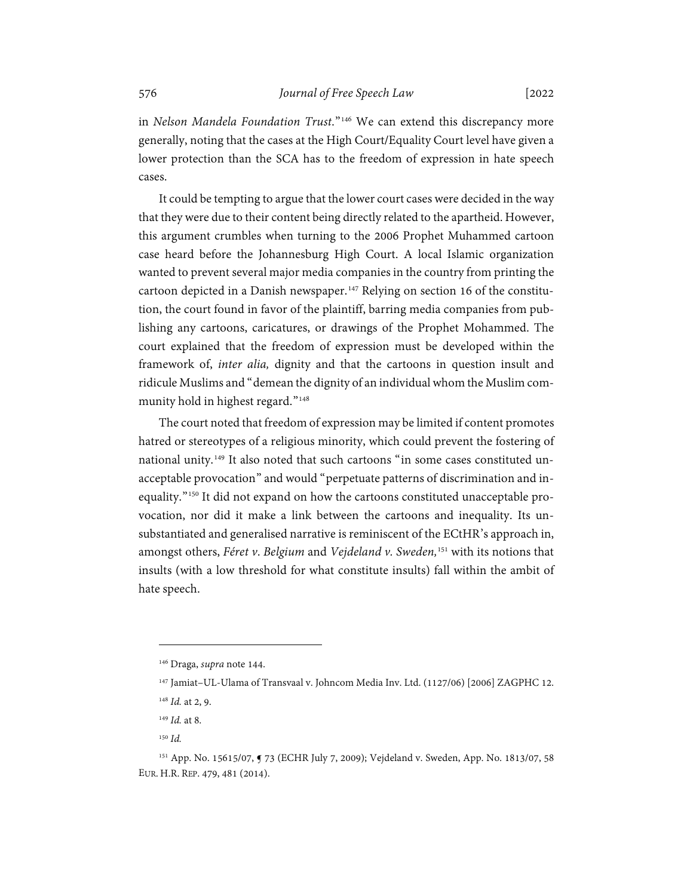in *Nelson Mandela Foundation Trust*."[146] We can extend this discrepancy more generally, noting that the cases at the High Court/Equality Court level have given a lower protection than the SCA has to the freedom of expression in hate speech cases.

It could be tempting to argue that the lower court cases were decided in the way that they were due to their content being directly related to the apartheid. However, this argument crumbles when turning to the 2006 Prophet Muhammed cartoon case heard before the Johannesburg High Court. A local Islamic organization wanted to prevent several major media companies in the country from printing the cartoon depicted in a Danish newspaper.[147] Relying on section 16 of the constitution, the court found in favor of the plaintiff, barring media companies from publishing any cartoons, caricatures, or drawings of the Prophet Mohammed. The court explained that the freedom of expression must be developed within the framework of, *inter alia,* dignity and that the cartoons in question insult and ridicule Muslims and "demean the dignity of an individual whom the Muslim community hold in highest regard."[148]

The court noted that freedom of expression may be limited if content promotes hatred or stereotypes of a religious minority, which could prevent the fostering of national unity.[149] It also noted that such cartoons "in some cases constituted unacceptable provocation" and would "perpetuate patterns of discrimination and inequality."[150] It did not expand on how the cartoons constituted unacceptable provocation, nor did it make a link between the cartoons and inequality. Its unsubstantiated and generalised narrative is reminiscent of the ECtHR's approach in, amongst others, *Féret v. Belgium* and *Vejdeland v. Sweden,*[151] with its notions that insults (with a low threshold for what constitute insults) fall within the ambit of hate speech.

---

[146] Draga, *supra* note 144.

[147] Jamiat–UL-Ulama of Transvaal v. Johncom Media Inv. Ltd. (1127/06) [2006] ZAGPHC 12.

[148] *Id.* at 2, 9.

[149] *Id.* at 8.

[150] *Id.*

[151] App. No. 15615/07, ¶ 73 (ECHR July 7, 2009); Vejdeland v. Sweden, App. No. 1813/07, 58 EUR. H.R. REP. 479, 481 (2014).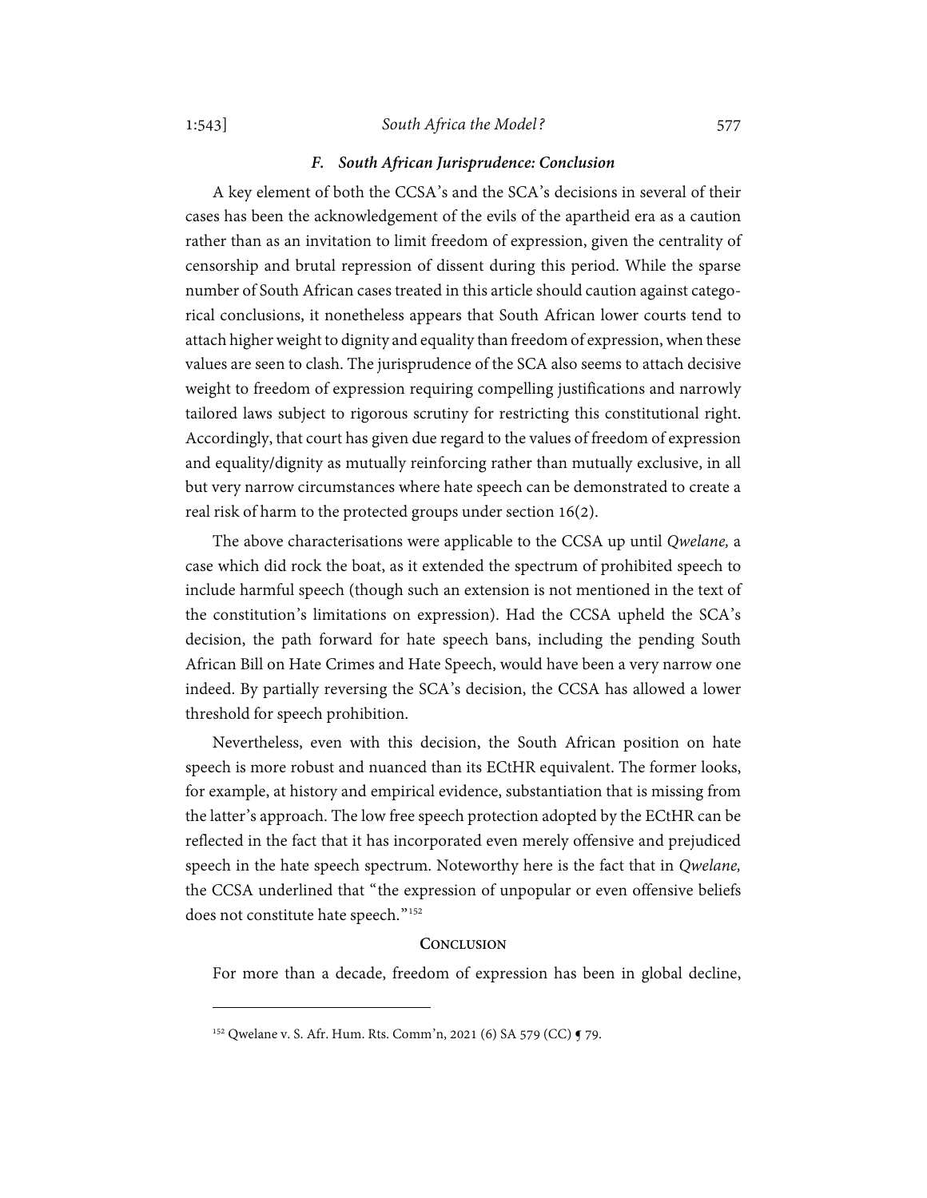### *F. South African Jurisprudence: Conclusion*

A key element of both the CCSA's and the SCA's decisions in several of their cases has been the acknowledgement of the evils of the apartheid era as a caution rather than as an invitation to limit freedom of expression, given the centrality of censorship and brutal repression of dissent during this period. While the sparse number of South African cases treated in this article should caution against categorical conclusions, it nonetheless appears that South African lower courts tend to attach higher weight to dignity and equality than freedom of expression, when these values are seen to clash. The jurisprudence of the SCA also seems to attach decisive weight to freedom of expression requiring compelling justifications and narrowly tailored laws subject to rigorous scrutiny for restricting this constitutional right. Accordingly, that court has given due regard to the values of freedom of expression and equality/dignity as mutually reinforcing rather than mutually exclusive, in all but very narrow circumstances where hate speech can be demonstrated to create a real risk of harm to the protected groups under section 16(2).

The above characterisations were applicable to the CCSA up until *Qwelane,* a case which did rock the boat, as it extended the spectrum of prohibited speech to include harmful speech (though such an extension is not mentioned in the text of the constitution's limitations on expression). Had the CCSA upheld the SCA's decision, the path forward for hate speech bans, including the pending South African Bill on Hate Crimes and Hate Speech, would have been a very narrow one indeed. By partially reversing the SCA's decision, the CCSA has allowed a lower threshold for speech prohibition.

Nevertheless, even with this decision, the South African position on hate speech is more robust and nuanced than its ECtHR equivalent. The former looks, for example, at history and empirical evidence, substantiation that is missing from the latter's approach. The low free speech protection adopted by the ECtHR can be reflected in the fact that it has incorporated even merely offensive and prejudiced speech in the hate speech spectrum. Noteworthy here is the fact that in *Qwelane,* the CCSA underlined that "the expression of unpopular or even offensive beliefs does not constitute hate speech."[152]

## CONCLUSION

For more than a decade, freedom of expression has been in global decline,

---

[152] Qwelane v. S. Afr. Hum. Rts. Comm'n, 2021 (6) SA 579 (CC) ¶ 79.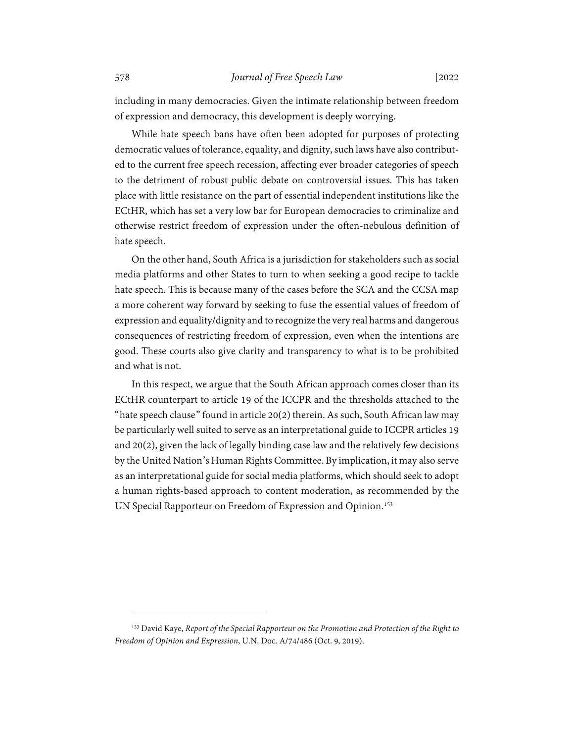including in many democracies. Given the intimate relationship between freedom of expression and democracy, this development is deeply worrying.

While hate speech bans have often been adopted for purposes of protecting democratic values of tolerance, equality, and dignity, such laws have also contributed to the current free speech recession, affecting ever broader categories of speech to the detriment of robust public debate on controversial issues. This has taken place with little resistance on the part of essential independent institutions like the ECtHR, which has set a very low bar for European democracies to criminalize and otherwise restrict freedom of expression under the often-nebulous definition of hate speech.

On the other hand, South Africa is a jurisdiction for stakeholders such as social media platforms and other States to turn to when seeking a good recipe to tackle hate speech. This is because many of the cases before the SCA and the CCSA map a more coherent way forward by seeking to fuse the essential values of freedom of expression and equality/dignity and to recognize the very real harms and dangerous consequences of restricting freedom of expression, even when the intentions are good. These courts also give clarity and transparency to what is to be prohibited and what is not.

In this respect, we argue that the South African approach comes closer than its ECtHR counterpart to article 19 of the ICCPR and the thresholds attached to the "hate speech clause" found in article 20(2) therein. As such, South African law may be particularly well suited to serve as an interpretational guide to ICCPR articles 19 and 20(2), given the lack of legally binding case law and the relatively few decisions by the United Nation's Human Rights Committee. By implication, it may also serve as an interpretational guide for social media platforms, which should seek to adopt a human rights-based approach to content moderation, as recommended by the UN Special Rapporteur on Freedom of Expression and Opinion.[153]

[153] David Kaye, *Report of the Special Rapporteur on the Promotion and Protection of the Right to Freedom of Opinion and Expression*, U.N. Doc. A/74/486 (Oct. 9, 2019).